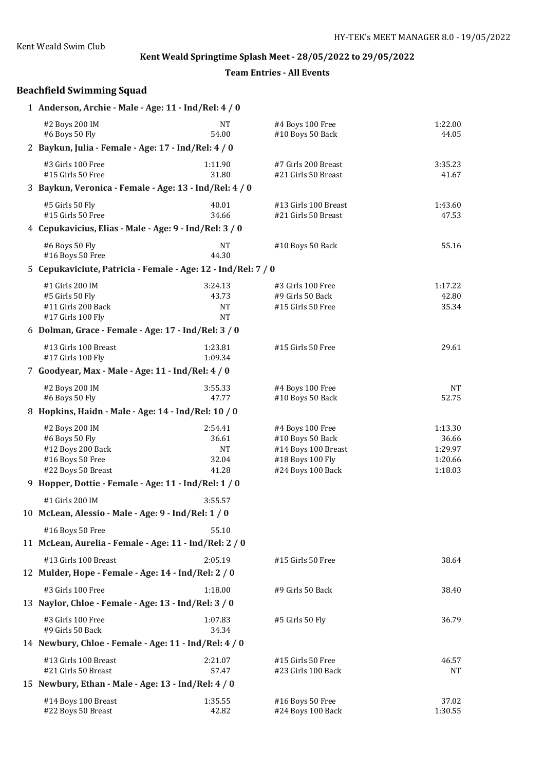Kent Weald Swim Club

HY-TEK's MEET MANAGER 8.0 - 19/05/2022

## Kent Weald Springtime Splash Meet - 28/05/2022 to 29/05/2022

### Team Entries - All Events

## Beachfield Swimming Squad

**1 Anderson, Archie - Male - Age: 11 - Ind/Rel: 4 / 0**

| Event | Time | Event | Time |
|---|---|---|---|
| #2 Boys 200 IM | NT | #4 Boys 100 Free | 1:22.00 |
| #6 Boys 50 Fly | 54.00 | #10 Boys 50 Back | 44.05 |

**2 Baykun, Julia - Female - Age: 17 - Ind/Rel: 4 / 0**

| Event | Time | Event | Time |
|---|---|---|---|
| #3 Girls 100 Free | 1:11.90 | #7 Girls 200 Breast | 3:35.23 |
| #15 Girls 50 Free | 31.80 | #21 Girls 50 Breast | 41.67 |

**3 Baykun, Veronica - Female - Age: 13 - Ind/Rel: 4 / 0**

| Event | Time | Event | Time |
|---|---|---|---|
| #5 Girls 50 Fly | 40.01 | #13 Girls 100 Breast | 1:43.60 |
| #15 Girls 50 Free | 34.66 | #21 Girls 50 Breast | 47.53 |

**4 Cepukavicius, Elias - Male - Age: 9 - Ind/Rel: 3 / 0**

| Event | Time | Event | Time |
|---|---|---|---|
| #6 Boys 50 Fly | NT | #10 Boys 50 Back | 55.16 |
| #16 Boys 50 Free | 44.30 | | |

**5 Cepukaviciute, Patricia - Female - Age: 12 - Ind/Rel: 7 / 0**

| Event | Time | Event | Time |
|---|---|---|---|
| #1 Girls 200 IM | 3:24.13 | #3 Girls 100 Free | 1:17.22 |
| #5 Girls 50 Fly | 43.73 | #9 Girls 50 Back | 42.80 |
| #11 Girls 200 Back | NT | #15 Girls 50 Free | 35.34 |
| #17 Girls 100 Fly | NT | | |

**6 Dolman, Grace - Female - Age: 17 - Ind/Rel: 3 / 0**

| Event | Time | Event | Time |
|---|---|---|---|
| #13 Girls 100 Breast | 1:23.81 | #15 Girls 50 Free | 29.61 |
| #17 Girls 100 Fly | 1:09.34 | | |

**7 Goodyear, Max - Male - Age: 11 - Ind/Rel: 4 / 0**

| Event | Time | Event | Time |
|---|---|---|---|
| #2 Boys 200 IM | 3:55.33 | #4 Boys 100 Free | NT |
| #6 Boys 50 Fly | 47.77 | #10 Boys 50 Back | 52.75 |

**8 Hopkins, Haidn - Male - Age: 14 - Ind/Rel: 10 / 0**

| Event | Time | Event | Time |
|---|---|---|---|
| #2 Boys 200 IM | 2:54.41 | #4 Boys 100 Free | 1:13.30 |
| #6 Boys 50 Fly | 36.61 | #10 Boys 50 Back | 36.66 |
| #12 Boys 200 Back | NT | #14 Boys 100 Breast | 1:29.97 |
| #16 Boys 50 Free | 32.04 | #18 Boys 100 Fly | 1:20.66 |
| #22 Boys 50 Breast | 41.28 | #24 Boys 100 Back | 1:18.03 |

**9 Hopper, Dottie - Female - Age: 11 - Ind/Rel: 1 / 0**

| Event | Time | Event | Time |
|---|---|---|---|
| #1 Girls 200 IM | 3:55.57 | | |

**10 McLean, Alessio - Male - Age: 9 - Ind/Rel: 1 / 0**

| Event | Time | Event | Time |
|---|---|---|---|
| #16 Boys 50 Free | 55.10 | | |

**11 McLean, Aurelia - Female - Age: 11 - Ind/Rel: 2 / 0**

| Event | Time | Event | Time |
|---|---|---|---|
| #13 Girls 100 Breast | 2:05.19 | #15 Girls 50 Free | 38.64 |

**12 Mulder, Hope - Female - Age: 14 - Ind/Rel: 2 / 0**

| Event | Time | Event | Time |
|---|---|---|---|
| #3 Girls 100 Free | 1:18.00 | #9 Girls 50 Back | 38.40 |

**13 Naylor, Chloe - Female - Age: 13 - Ind/Rel: 3 / 0**

| Event | Time | Event | Time |
|---|---|---|---|
| #3 Girls 100 Free | 1:07.83 | #5 Girls 50 Fly | 36.79 |
| #9 Girls 50 Back | 34.34 | | |

**14 Newbury, Chloe - Female - Age: 11 - Ind/Rel: 4 / 0**

| Event | Time | Event | Time |
|---|---|---|---|
| #13 Girls 100 Breast | 2:21.07 | #15 Girls 50 Free | 46.57 |
| #21 Girls 50 Breast | 57.47 | #23 Girls 100 Back | NT |

**15 Newbury, Ethan - Male - Age: 13 - Ind/Rel: 4 / 0**

| Event | Time | Event | Time |
|---|---|---|---|
| #14 Boys 100 Breast | 1:35.55 | #16 Boys 50 Free | 37.02 |
| #22 Boys 50 Breast | 42.82 | #24 Boys 100 Back | 1:30.55 |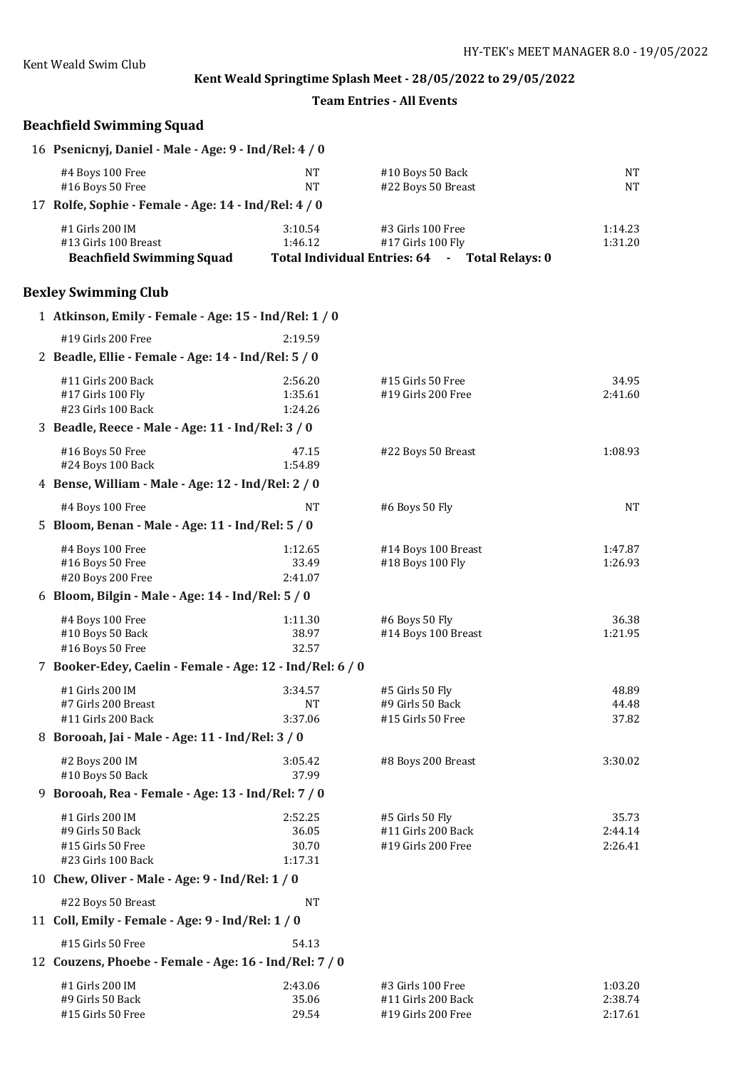Kent Weald Swim Club

**Kent Weald Springtime Splash Meet - 28/05/2022 to 29/05/2022**

**Team Entries - All Events**

## Beachfield Swimming Squad

**16 Psenicnyj, Daniel - Male - Age: 9 - Ind/Rel: 4 / 0**

| Event | Time | Event | Time |
|---|---|---|---|
| #4 Boys 100 Free | NT | #10 Boys 50 Back | NT |
| #16 Boys 50 Free | NT | #22 Boys 50 Breast | NT |

**17 Rolfe, Sophie - Female - Age: 14 - Ind/Rel: 4 / 0**

| Event | Time | Event | Time |
|---|---|---|---|
| #1 Girls 200 IM | 3:10.54 | #3 Girls 100 Free | 1:14.23 |
| #13 Girls 100 Breast | 1:46.12 | #17 Girls 100 Fly | 1:31.20 |

**Beachfield Swimming Squad** — **Total Individual Entries: 64 - Total Relays: 0**

## Bexley Swimming Club

**1 Atkinson, Emily - Female - Age: 15 - Ind/Rel: 1 / 0**

| Event | Time | Event | Time |
|---|---|---|---|
| #19 Girls 200 Free | 2:19.59 | | |

**2 Beadle, Ellie - Female - Age: 14 - Ind/Rel: 5 / 0**

| Event | Time | Event | Time |
|---|---|---|---|
| #11 Girls 200 Back | 2:56.20 | #15 Girls 50 Free | 34.95 |
| #17 Girls 100 Fly | 1:35.61 | #19 Girls 200 Free | 2:41.60 |
| #23 Girls 100 Back | 1:24.26 | | |

**3 Beadle, Reece - Male - Age: 11 - Ind/Rel: 3 / 0**

| Event | Time | Event | Time |
|---|---|---|---|
| #16 Boys 50 Free | 47.15 | #22 Boys 50 Breast | 1:08.93 |
| #24 Boys 100 Back | 1:54.89 | | |

**4 Bense, William - Male - Age: 12 - Ind/Rel: 2 / 0**

| Event | Time | Event | Time |
|---|---|---|---|
| #4 Boys 100 Free | NT | #6 Boys 50 Fly | NT |

**5 Bloom, Benan - Male - Age: 11 - Ind/Rel: 5 / 0**

| Event | Time | Event | Time |
|---|---|---|---|
| #4 Boys 100 Free | 1:12.65 | #14 Boys 100 Breast | 1:47.87 |
| #16 Boys 50 Free | 33.49 | #18 Boys 100 Fly | 1:26.93 |
| #20 Boys 200 Free | 2:41.07 | | |

**6 Bloom, Bilgin - Male - Age: 14 - Ind/Rel: 5 / 0**

| Event | Time | Event | Time |
|---|---|---|---|
| #4 Boys 100 Free | 1:11.30 | #6 Boys 50 Fly | 36.38 |
| #10 Boys 50 Back | 38.97 | #14 Boys 100 Breast | 1:21.95 |
| #16 Boys 50 Free | 32.57 | | |

**7 Booker-Edey, Caelin - Female - Age: 12 - Ind/Rel: 6 / 0**

| Event | Time | Event | Time |
|---|---|---|---|
| #1 Girls 200 IM | 3:34.57 | #5 Girls 50 Fly | 48.89 |
| #7 Girls 200 Breast | NT | #9 Girls 50 Back | 44.48 |
| #11 Girls 200 Back | 3:37.06 | #15 Girls 50 Free | 37.82 |

**8 Borooah, Jai - Male - Age: 11 - Ind/Rel: 3 / 0**

| Event | Time | Event | Time |
|---|---|---|---|
| #2 Boys 200 IM | 3:05.42 | #8 Boys 200 Breast | 3:30.02 |
| #10 Boys 50 Back | 37.99 | | |

**9 Borooah, Rea - Female - Age: 13 - Ind/Rel: 7 / 0**

| Event | Time | Event | Time |
|---|---|---|---|
| #1 Girls 200 IM | 2:52.25 | #5 Girls 50 Fly | 35.73 |
| #9 Girls 50 Back | 36.05 | #11 Girls 200 Back | 2:44.14 |
| #15 Girls 50 Free | 30.70 | #19 Girls 200 Free | 2:26.41 |
| #23 Girls 100 Back | 1:17.31 | | |

**10 Chew, Oliver - Male - Age: 9 - Ind/Rel: 1 / 0**

| Event | Time | Event | Time |
|---|---|---|---|
| #22 Boys 50 Breast | NT | | |

**11 Coll, Emily - Female - Age: 9 - Ind/Rel: 1 / 0**

| Event | Time | Event | Time |
|---|---|---|---|
| #15 Girls 50 Free | 54.13 | | |

**12 Couzens, Phoebe - Female - Age: 16 - Ind/Rel: 7 / 0**

| Event | Time | Event | Time |
|---|---|---|---|
| #1 Girls 200 IM | 2:43.06 | #3 Girls 100 Free | 1:03.20 |
| #9 Girls 50 Back | 35.06 | #11 Girls 200 Back | 2:38.74 |
| #15 Girls 50 Free | 29.54 | #19 Girls 200 Free | 2:17.61 |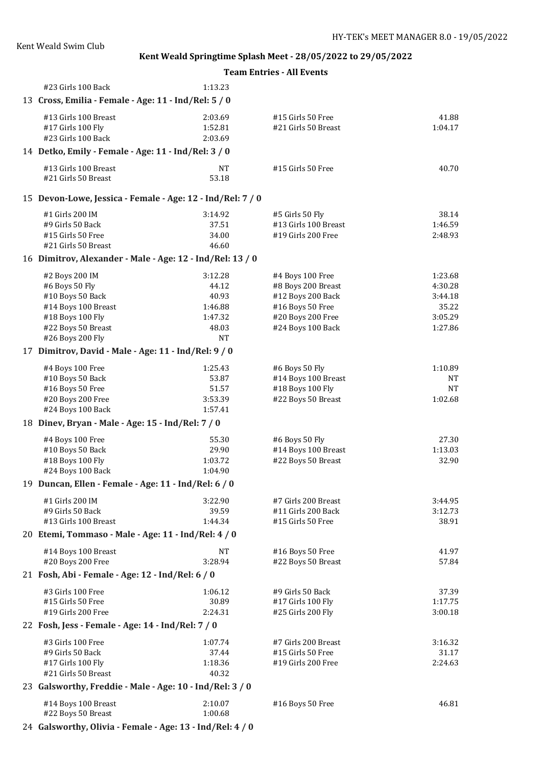## Kent Weald Springtime Splash Meet - 28/05/2022 to 29/05/2022

### Team Entries - All Events

| | |
|---|---|
| #23 Girls 100 Back | 1:13.23 |

**13 Cross, Emilia - Female - Age: 11 - Ind/Rel: 5 / 0**

| | | | |
|---|---|---|---|
| #13 Girls 100 Breast | 2:03.69 | #15 Girls 50 Free | 41.88 |
| #17 Girls 100 Fly | 1:52.81 | #21 Girls 50 Breast | 1:04.17 |
| #23 Girls 100 Back | 2:03.69 | | |

**14 Detko, Emily - Female - Age: 11 - Ind/Rel: 3 / 0**

| | | | |
|---|---|---|---|
| #13 Girls 100 Breast | NT | #15 Girls 50 Free | 40.70 |
| #21 Girls 50 Breast | 53.18 | | |

**15 Devon-Lowe, Jessica - Female - Age: 12 - Ind/Rel: 7 / 0**

| | | | |
|---|---|---|---|
| #1 Girls 200 IM | 3:14.92 | #5 Girls 50 Fly | 38.14 |
| #9 Girls 50 Back | 37.51 | #13 Girls 100 Breast | 1:46.59 |
| #15 Girls 50 Free | 34.00 | #19 Girls 200 Free | 2:48.93 |
| #21 Girls 50 Breast | 46.60 | | |

**16 Dimitrov, Alexander - Male - Age: 12 - Ind/Rel: 13 / 0**

| | | | |
|---|---|---|---|
| #2 Boys 200 IM | 3:12.28 | #4 Boys 100 Free | 1:23.68 |
| #6 Boys 50 Fly | 44.12 | #8 Boys 200 Breast | 4:30.28 |
| #10 Boys 50 Back | 40.93 | #12 Boys 200 Back | 3:44.18 |
| #14 Boys 100 Breast | 1:46.88 | #16 Boys 50 Free | 35.22 |
| #18 Boys 100 Fly | 1:47.32 | #20 Boys 200 Free | 3:05.29 |
| #22 Boys 50 Breast | 48.03 | #24 Boys 100 Back | 1:27.86 |
| #26 Boys 200 Fly | NT | | |

**17 Dimitrov, David - Male - Age: 11 - Ind/Rel: 9 / 0**

| | | | |
|---|---|---|---|
| #4 Boys 100 Free | 1:25.43 | #6 Boys 50 Fly | 1:10.89 |
| #10 Boys 50 Back | 53.87 | #14 Boys 100 Breast | NT |
| #16 Boys 50 Free | 51.57 | #18 Boys 100 Fly | NT |
| #20 Boys 200 Free | 3:53.39 | #22 Boys 50 Breast | 1:02.68 |
| #24 Boys 100 Back | 1:57.41 | | |

**18 Dinev, Bryan - Male - Age: 15 - Ind/Rel: 7 / 0**

| | | | |
|---|---|---|---|
| #4 Boys 100 Free | 55.30 | #6 Boys 50 Fly | 27.30 |
| #10 Boys 50 Back | 29.90 | #14 Boys 100 Breast | 1:13.03 |
| #18 Boys 100 Fly | 1:03.72 | #22 Boys 50 Breast | 32.90 |
| #24 Boys 100 Back | 1:04.90 | | |

**19 Duncan, Ellen - Female - Age: 11 - Ind/Rel: 6 / 0**

| | | | |
|---|---|---|---|
| #1 Girls 200 IM | 3:22.90 | #7 Girls 200 Breast | 3:44.95 |
| #9 Girls 50 Back | 39.59 | #11 Girls 200 Back | 3:12.73 |
| #13 Girls 100 Breast | 1:44.34 | #15 Girls 50 Free | 38.91 |

**20 Etemi, Tommaso - Male - Age: 11 - Ind/Rel: 4 / 0**

| | | | |
|---|---|---|---|
| #14 Boys 100 Breast | NT | #16 Boys 50 Free | 41.97 |
| #20 Boys 200 Free | 3:28.94 | #22 Boys 50 Breast | 57.84 |

**21 Fosh, Abi - Female - Age: 12 - Ind/Rel: 6 / 0**

| | | | |
|---|---|---|---|
| #3 Girls 100 Free | 1:06.12 | #9 Girls 50 Back | 37.39 |
| #15 Girls 50 Free | 30.89 | #17 Girls 100 Fly | 1:17.75 |
| #19 Girls 200 Free | 2:24.31 | #25 Girls 200 Fly | 3:00.18 |

**22 Fosh, Jess - Female - Age: 14 - Ind/Rel: 7 / 0**

| | | | |
|---|---|---|---|
| #3 Girls 100 Free | 1:07.74 | #7 Girls 200 Breast | 3:16.32 |
| #9 Girls 50 Back | 37.44 | #15 Girls 50 Free | 31.17 |
| #17 Girls 100 Fly | 1:18.36 | #19 Girls 200 Free | 2:24.63 |
| #21 Girls 50 Breast | 40.32 | | |

**23 Galsworthy, Freddie - Male - Age: 10 - Ind/Rel: 3 / 0**

| | | | |
|---|---|---|---|
| #14 Boys 100 Breast | 2:10.07 | #16 Boys 50 Free | 46.81 |
| #22 Boys 50 Breast | 1:00.68 | | |

**24 Galsworthy, Olivia - Female - Age: 13 - Ind/Rel: 4 / 0**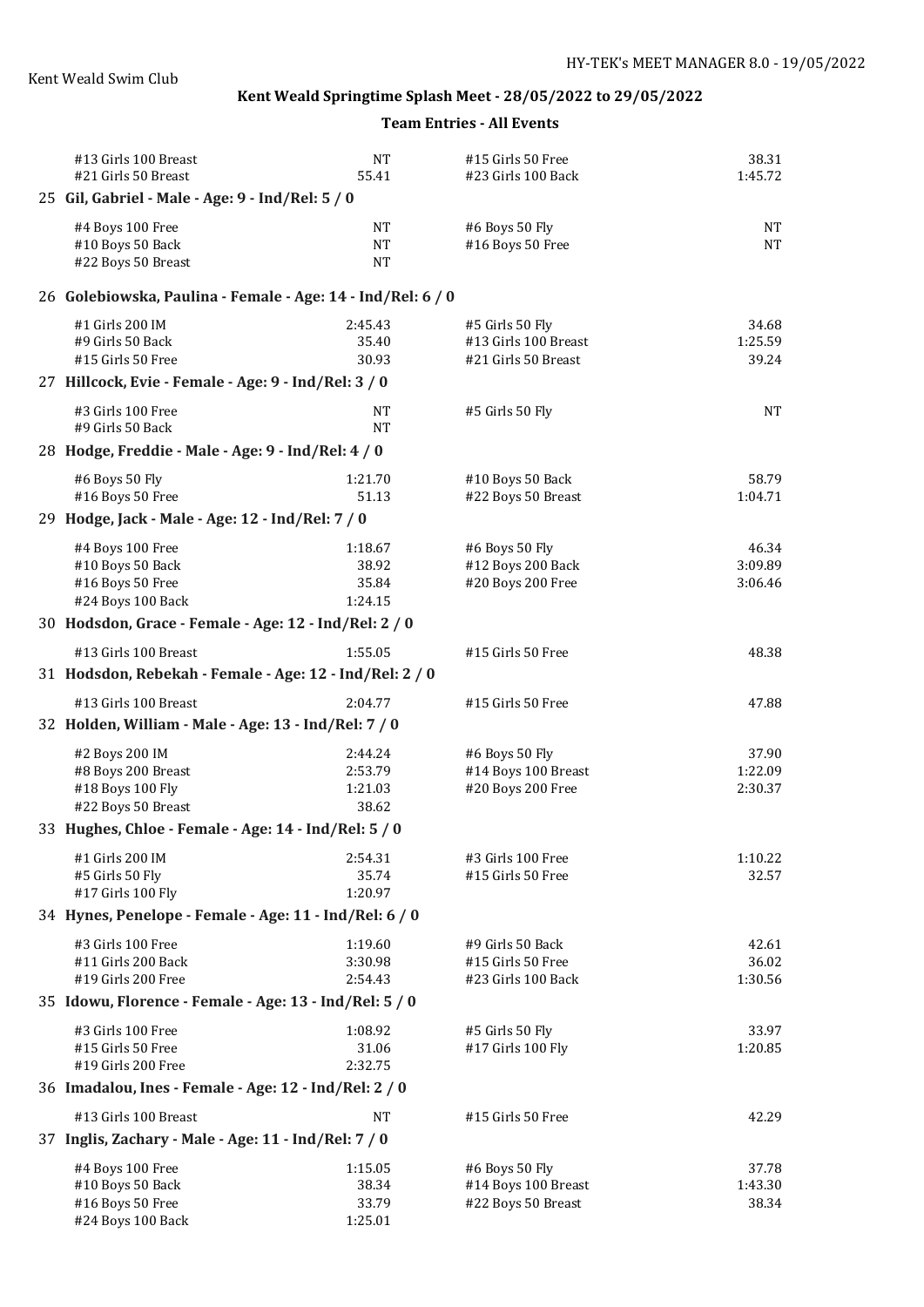Kent Weald Swim Club

## Kent Weald Springtime Splash Meet - 28/05/2022 to 29/05/2022

### Team Entries - All Events

| Event | Time | Event | Time |
|---|---|---|---|
| #13 Girls 100 Breast | NT | #15 Girls 50 Free | 38.31 |
| #21 Girls 50 Breast | 55.41 | #23 Girls 100 Back | 1:45.72 |

**25 Gil, Gabriel - Male - Age: 9 - Ind/Rel: 5 / 0**

| Event | Time | Event | Time |
|---|---|---|---|
| #4 Boys 100 Free | NT | #6 Boys 50 Fly | NT |
| #10 Boys 50 Back | NT | #16 Boys 50 Free | NT |
| #22 Boys 50 Breast | NT | | |

**26 Golebiowska, Paulina - Female - Age: 14 - Ind/Rel: 6 / 0**

| Event | Time | Event | Time |
|---|---|---|---|
| #1 Girls 200 IM | 2:45.43 | #5 Girls 50 Fly | 34.68 |
| #9 Girls 50 Back | 35.40 | #13 Girls 100 Breast | 1:25.59 |
| #15 Girls 50 Free | 30.93 | #21 Girls 50 Breast | 39.24 |

**27 Hillcock, Evie - Female - Age: 9 - Ind/Rel: 3 / 0**

| Event | Time | Event | Time |
|---|---|---|---|
| #3 Girls 100 Free | NT | #5 Girls 50 Fly | NT |
| #9 Girls 50 Back | NT | | |

**28 Hodge, Freddie - Male - Age: 9 - Ind/Rel: 4 / 0**

| Event | Time | Event | Time |
|---|---|---|---|
| #6 Boys 50 Fly | 1:21.70 | #10 Boys 50 Back | 58.79 |
| #16 Boys 50 Free | 51.13 | #22 Boys 50 Breast | 1:04.71 |

**29 Hodge, Jack - Male - Age: 12 - Ind/Rel: 7 / 0**

| Event | Time | Event | Time |
|---|---|---|---|
| #4 Boys 100 Free | 1:18.67 | #6 Boys 50 Fly | 46.34 |
| #10 Boys 50 Back | 38.92 | #12 Boys 200 Back | 3:09.89 |
| #16 Boys 50 Free | 35.84 | #20 Boys 200 Free | 3:06.46 |
| #24 Boys 100 Back | 1:24.15 | | |

**30 Hodsdon, Grace - Female - Age: 12 - Ind/Rel: 2 / 0**

| Event | Time | Event | Time |
|---|---|---|---|
| #13 Girls 100 Breast | 1:55.05 | #15 Girls 50 Free | 48.38 |

**31 Hodsdon, Rebekah - Female - Age: 12 - Ind/Rel: 2 / 0**

| Event | Time | Event | Time |
|---|---|---|---|
| #13 Girls 100 Breast | 2:04.77 | #15 Girls 50 Free | 47.88 |

**32 Holden, William - Male - Age: 13 - Ind/Rel: 7 / 0**

| Event | Time | Event | Time |
|---|---|---|---|
| #2 Boys 200 IM | 2:44.24 | #6 Boys 50 Fly | 37.90 |
| #8 Boys 200 Breast | 2:53.79 | #14 Boys 100 Breast | 1:22.09 |
| #18 Boys 100 Fly | 1:21.03 | #20 Boys 200 Free | 2:30.37 |
| #22 Boys 50 Breast | 38.62 | | |

**33 Hughes, Chloe - Female - Age: 14 - Ind/Rel: 5 / 0**

| Event | Time | Event | Time |
|---|---|---|---|
| #1 Girls 200 IM | 2:54.31 | #3 Girls 100 Free | 1:10.22 |
| #5 Girls 50 Fly | 35.74 | #15 Girls 50 Free | 32.57 |
| #17 Girls 100 Fly | 1:20.97 | | |

**34 Hynes, Penelope - Female - Age: 11 - Ind/Rel: 6 / 0**

| Event | Time | Event | Time |
|---|---|---|---|
| #3 Girls 100 Free | 1:19.60 | #9 Girls 50 Back | 42.61 |
| #11 Girls 200 Back | 3:30.98 | #15 Girls 50 Free | 36.02 |
| #19 Girls 200 Free | 2:54.43 | #23 Girls 100 Back | 1:30.56 |

**35 Idowu, Florence - Female - Age: 13 - Ind/Rel: 5 / 0**

| Event | Time | Event | Time |
|---|---|---|---|
| #3 Girls 100 Free | 1:08.92 | #5 Girls 50 Fly | 33.97 |
| #15 Girls 50 Free | 31.06 | #17 Girls 100 Fly | 1:20.85 |
| #19 Girls 200 Free | 2:32.75 | | |

**36 Imadalou, Ines - Female - Age: 12 - Ind/Rel: 2 / 0**

| Event | Time | Event | Time |
|---|---|---|---|
| #13 Girls 100 Breast | NT | #15 Girls 50 Free | 42.29 |

**37 Inglis, Zachary - Male - Age: 11 - Ind/Rel: 7 / 0**

| Event | Time | Event | Time |
|---|---|---|---|
| #4 Boys 100 Free | 1:15.05 | #6 Boys 50 Fly | 37.78 |
| #10 Boys 50 Back | 38.34 | #14 Boys 100 Breast | 1:43.30 |
| #16 Boys 50 Free | 33.79 | #22 Boys 50 Breast | 38.34 |
| #24 Boys 100 Back | 1:25.01 | | |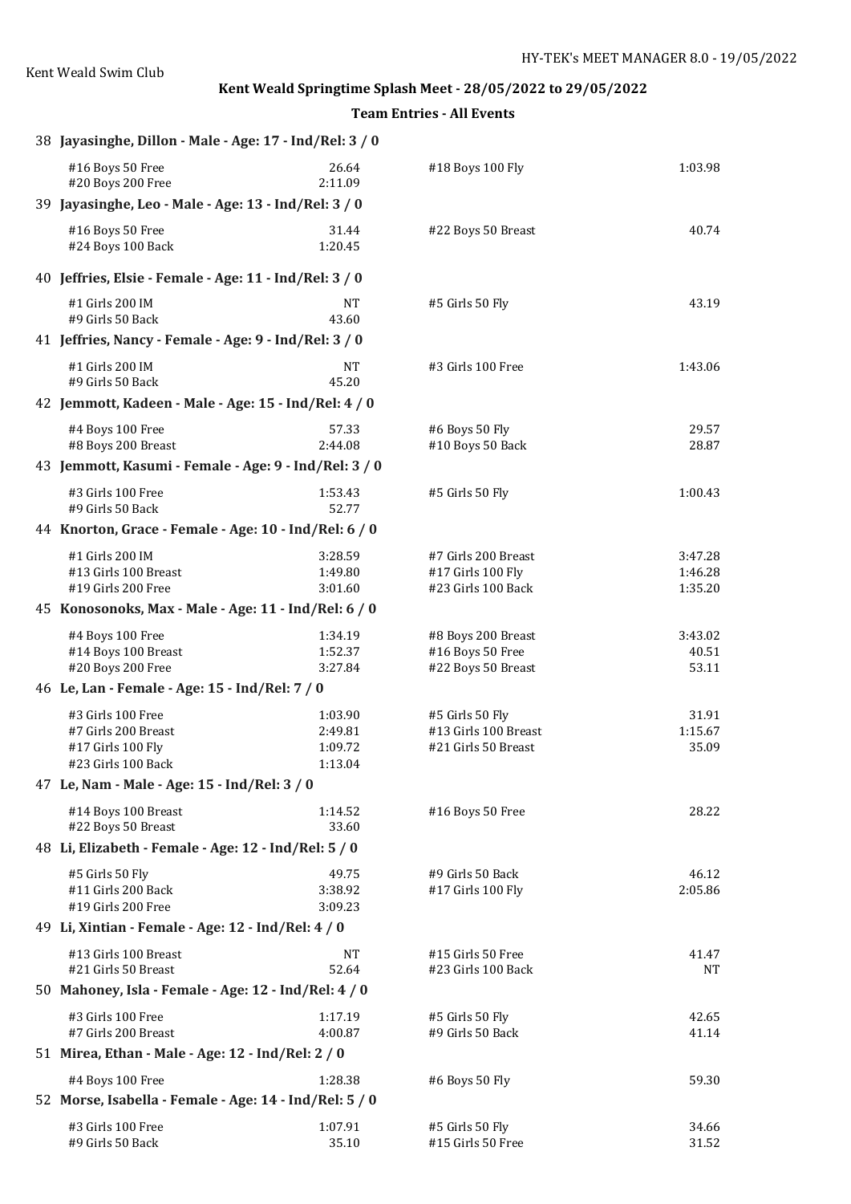## Kent Weald Springtime Splash Meet - 28/05/2022 to 29/05/2022

### Team Entries - All Events

**38 Jayasinghe, Dillon - Male - Age: 17 - Ind/Rel: 3 / 0**

| Event | Time | Event | Time |
|---|---|---|---|
| #16 Boys 50 Free | 26.64 | #18 Boys 100 Fly | 1:03.98 |
| #20 Boys 200 Free | 2:11.09 | | |

**39 Jayasinghe, Leo - Male - Age: 13 - Ind/Rel: 3 / 0**

| Event | Time | Event | Time |
|---|---|---|---|
| #16 Boys 50 Free | 31.44 | #22 Boys 50 Breast | 40.74 |
| #24 Boys 100 Back | 1:20.45 | | |

**40 Jeffries, Elsie - Female - Age: 11 - Ind/Rel: 3 / 0**

| Event | Time | Event | Time |
|---|---|---|---|
| #1 Girls 200 IM | NT | #5 Girls 50 Fly | 43.19 |
| #9 Girls 50 Back | 43.60 | | |

**41 Jeffries, Nancy - Female - Age: 9 - Ind/Rel: 3 / 0**

| Event | Time | Event | Time |
|---|---|---|---|
| #1 Girls 200 IM | NT | #3 Girls 100 Free | 1:43.06 |
| #9 Girls 50 Back | 45.20 | | |

**42 Jemmott, Kadeen - Male - Age: 15 - Ind/Rel: 4 / 0**

| Event | Time | Event | Time |
|---|---|---|---|
| #4 Boys 100 Free | 57.33 | #6 Boys 50 Fly | 29.57 |
| #8 Boys 200 Breast | 2:44.08 | #10 Boys 50 Back | 28.87 |

**43 Jemmott, Kasumi - Female - Age: 9 - Ind/Rel: 3 / 0**

| Event | Time | Event | Time |
|---|---|---|---|
| #3 Girls 100 Free | 1:53.43 | #5 Girls 50 Fly | 1:00.43 |
| #9 Girls 50 Back | 52.77 | | |

**44 Knorton, Grace - Female - Age: 10 - Ind/Rel: 6 / 0**

| Event | Time | Event | Time |
|---|---|---|---|
| #1 Girls 200 IM | 3:28.59 | #7 Girls 200 Breast | 3:47.28 |
| #13 Girls 100 Breast | 1:49.80 | #17 Girls 100 Fly | 1:46.28 |
| #19 Girls 200 Free | 3:01.60 | #23 Girls 100 Back | 1:35.20 |

**45 Konosonoks, Max - Male - Age: 11 - Ind/Rel: 6 / 0**

| Event | Time | Event | Time |
|---|---|---|---|
| #4 Boys 100 Free | 1:34.19 | #8 Boys 200 Breast | 3:43.02 |
| #14 Boys 100 Breast | 1:52.37 | #16 Boys 50 Free | 40.51 |
| #20 Boys 200 Free | 3:27.84 | #22 Boys 50 Breast | 53.11 |

**46 Le, Lan - Female - Age: 15 - Ind/Rel: 7 / 0**

| Event | Time | Event | Time |
|---|---|---|---|
| #3 Girls 100 Free | 1:03.90 | #5 Girls 50 Fly | 31.91 |
| #7 Girls 200 Breast | 2:49.81 | #13 Girls 100 Breast | 1:15.67 |
| #17 Girls 100 Fly | 1:09.72 | #21 Girls 50 Breast | 35.09 |
| #23 Girls 100 Back | 1:13.04 | | |

**47 Le, Nam - Male - Age: 15 - Ind/Rel: 3 / 0**

| Event | Time | Event | Time |
|---|---|---|---|
| #14 Boys 100 Breast | 1:14.52 | #16 Boys 50 Free | 28.22 |
| #22 Boys 50 Breast | 33.60 | | |

**48 Li, Elizabeth - Female - Age: 12 - Ind/Rel: 5 / 0**

| Event | Time | Event | Time |
|---|---|---|---|
| #5 Girls 50 Fly | 49.75 | #9 Girls 50 Back | 46.12 |
| #11 Girls 200 Back | 3:38.92 | #17 Girls 100 Fly | 2:05.86 |
| #19 Girls 200 Free | 3:09.23 | | |

**49 Li, Xintian - Female - Age: 12 - Ind/Rel: 4 / 0**

| Event | Time | Event | Time |
|---|---|---|---|
| #13 Girls 100 Breast | NT | #15 Girls 50 Free | 41.47 |
| #21 Girls 50 Breast | 52.64 | #23 Girls 100 Back | NT |

**50 Mahoney, Isla - Female - Age: 12 - Ind/Rel: 4 / 0**

| Event | Time | Event | Time |
|---|---|---|---|
| #3 Girls 100 Free | 1:17.19 | #5 Girls 50 Fly | 42.65 |
| #7 Girls 200 Breast | 4:00.87 | #9 Girls 50 Back | 41.14 |

**51 Mirea, Ethan - Male - Age: 12 - Ind/Rel: 2 / 0**

| Event | Time | Event | Time |
|---|---|---|---|
| #4 Boys 100 Free | 1:28.38 | #6 Boys 50 Fly | 59.30 |

**52 Morse, Isabella - Female - Age: 14 - Ind/Rel: 5 / 0**

| Event | Time | Event | Time |
|---|---|---|---|
| #3 Girls 100 Free | 1:07.91 | #5 Girls 50 Fly | 34.66 |
| #9 Girls 50 Back | 35.10 | #15 Girls 50 Free | 31.52 |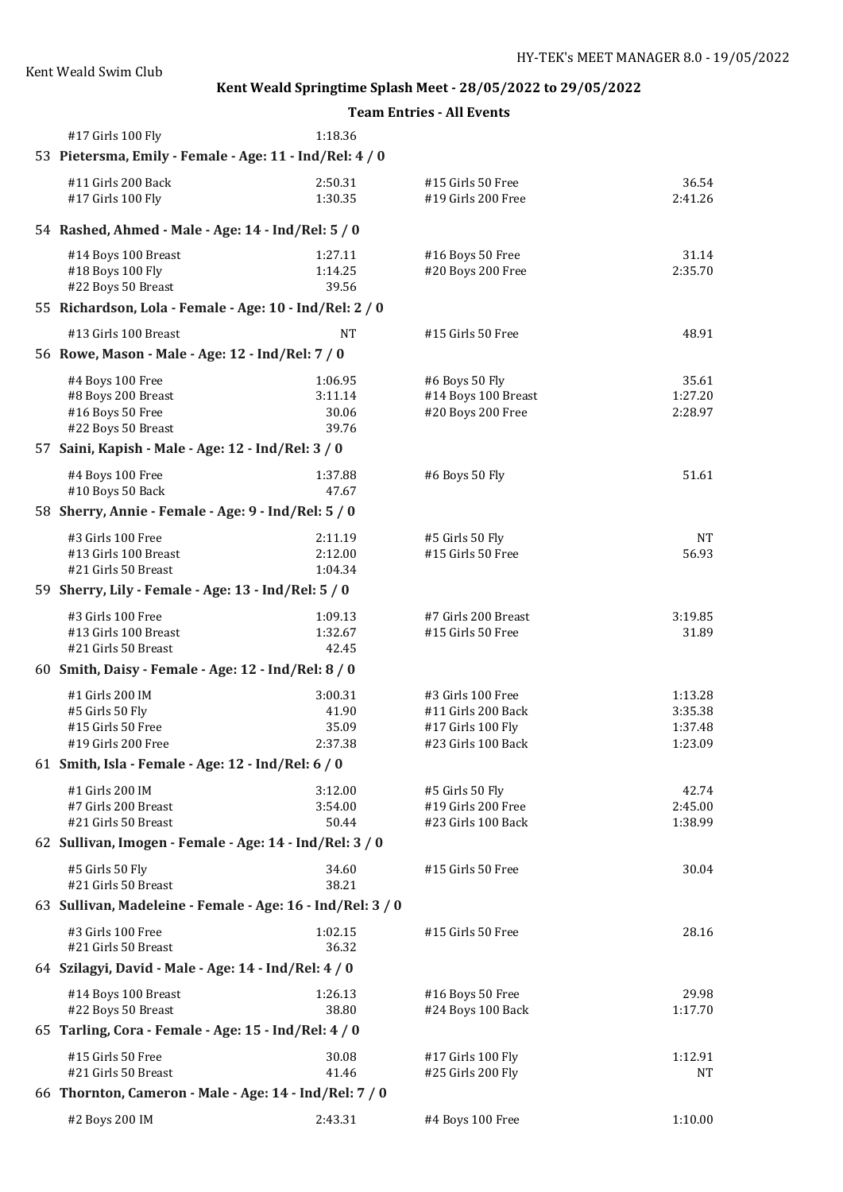## Kent Weald Springtime Splash Meet - 28/05/2022 to 29/05/2022

### Team Entries - All Events

| Event | Time | Event | Time |
|---|---|---|---|
| #17 Girls 100 Fly | 1:18.36 | | |

**53 Pietersma, Emily - Female - Age: 11 - Ind/Rel: 4 / 0**

| Event | Time | Event | Time |
|---|---|---|---|
| #11 Girls 200 Back | 2:50.31 | #15 Girls 50 Free | 36.54 |
| #17 Girls 100 Fly | 1:30.35 | #19 Girls 200 Free | 2:41.26 |

**54 Rashed, Ahmed - Male - Age: 14 - Ind/Rel: 5 / 0**

| Event | Time | Event | Time |
|---|---|---|---|
| #14 Boys 100 Breast | 1:27.11 | #16 Boys 50 Free | 31.14 |
| #18 Boys 100 Fly | 1:14.25 | #20 Boys 200 Free | 2:35.70 |
| #22 Boys 50 Breast | 39.56 | | |

**55 Richardson, Lola - Female - Age: 10 - Ind/Rel: 2 / 0**

| Event | Time | Event | Time |
|---|---|---|---|
| #13 Girls 100 Breast | NT | #15 Girls 50 Free | 48.91 |

**56 Rowe, Mason - Male - Age: 12 - Ind/Rel: 7 / 0**

| Event | Time | Event | Time |
|---|---|---|---|
| #4 Boys 100 Free | 1:06.95 | #6 Boys 50 Fly | 35.61 |
| #8 Boys 200 Breast | 3:11.14 | #14 Boys 100 Breast | 1:27.20 |
| #16 Boys 50 Free | 30.06 | #20 Boys 200 Free | 2:28.97 |
| #22 Boys 50 Breast | 39.76 | | |

**57 Saini, Kapish - Male - Age: 12 - Ind/Rel: 3 / 0**

| Event | Time | Event | Time |
|---|---|---|---|
| #4 Boys 100 Free | 1:37.88 | #6 Boys 50 Fly | 51.61 |
| #10 Boys 50 Back | 47.67 | | |

**58 Sherry, Annie - Female - Age: 9 - Ind/Rel: 5 / 0**

| Event | Time | Event | Time |
|---|---|---|---|
| #3 Girls 100 Free | 2:11.19 | #5 Girls 50 Fly | NT |
| #13 Girls 100 Breast | 2:12.00 | #15 Girls 50 Free | 56.93 |
| #21 Girls 50 Breast | 1:04.34 | | |

**59 Sherry, Lily - Female - Age: 13 - Ind/Rel: 5 / 0**

| Event | Time | Event | Time |
|---|---|---|---|
| #3 Girls 100 Free | 1:09.13 | #7 Girls 200 Breast | 3:19.85 |
| #13 Girls 100 Breast | 1:32.67 | #15 Girls 50 Free | 31.89 |
| #21 Girls 50 Breast | 42.45 | | |

**60 Smith, Daisy - Female - Age: 12 - Ind/Rel: 8 / 0**

| Event | Time | Event | Time |
|---|---|---|---|
| #1 Girls 200 IM | 3:00.31 | #3 Girls 100 Free | 1:13.28 |
| #5 Girls 50 Fly | 41.90 | #11 Girls 200 Back | 3:35.38 |
| #15 Girls 50 Free | 35.09 | #17 Girls 100 Fly | 1:37.48 |
| #19 Girls 200 Free | 2:37.38 | #23 Girls 100 Back | 1:23.09 |

**61 Smith, Isla - Female - Age: 12 - Ind/Rel: 6 / 0**

| Event | Time | Event | Time |
|---|---|---|---|
| #1 Girls 200 IM | 3:12.00 | #5 Girls 50 Fly | 42.74 |
| #7 Girls 200 Breast | 3:54.00 | #19 Girls 200 Free | 2:45.00 |
| #21 Girls 50 Breast | 50.44 | #23 Girls 100 Back | 1:38.99 |

**62 Sullivan, Imogen - Female - Age: 14 - Ind/Rel: 3 / 0**

| Event | Time | Event | Time |
|---|---|---|---|
| #5 Girls 50 Fly | 34.60 | #15 Girls 50 Free | 30.04 |
| #21 Girls 50 Breast | 38.21 | | |

**63 Sullivan, Madeleine - Female - Age: 16 - Ind/Rel: 3 / 0**

| Event | Time | Event | Time |
|---|---|---|---|
| #3 Girls 100 Free | 1:02.15 | #15 Girls 50 Free | 28.16 |
| #21 Girls 50 Breast | 36.32 | | |

**64 Szilagyi, David - Male - Age: 14 - Ind/Rel: 4 / 0**

| Event | Time | Event | Time |
|---|---|---|---|
| #14 Boys 100 Breast | 1:26.13 | #16 Boys 50 Free | 29.98 |
| #22 Boys 50 Breast | 38.80 | #24 Boys 100 Back | 1:17.70 |

**65 Tarling, Cora - Female - Age: 15 - Ind/Rel: 4 / 0**

| Event | Time | Event | Time |
|---|---|---|---|
| #15 Girls 50 Free | 30.08 | #17 Girls 100 Fly | 1:12.91 |
| #21 Girls 50 Breast | 41.46 | #25 Girls 200 Fly | NT |

**66 Thornton, Cameron - Male - Age: 14 - Ind/Rel: 7 / 0**

| Event | Time | Event | Time |
|---|---|---|---|
| #2 Boys 200 IM | 2:43.31 | #4 Boys 100 Free | 1:10.00 |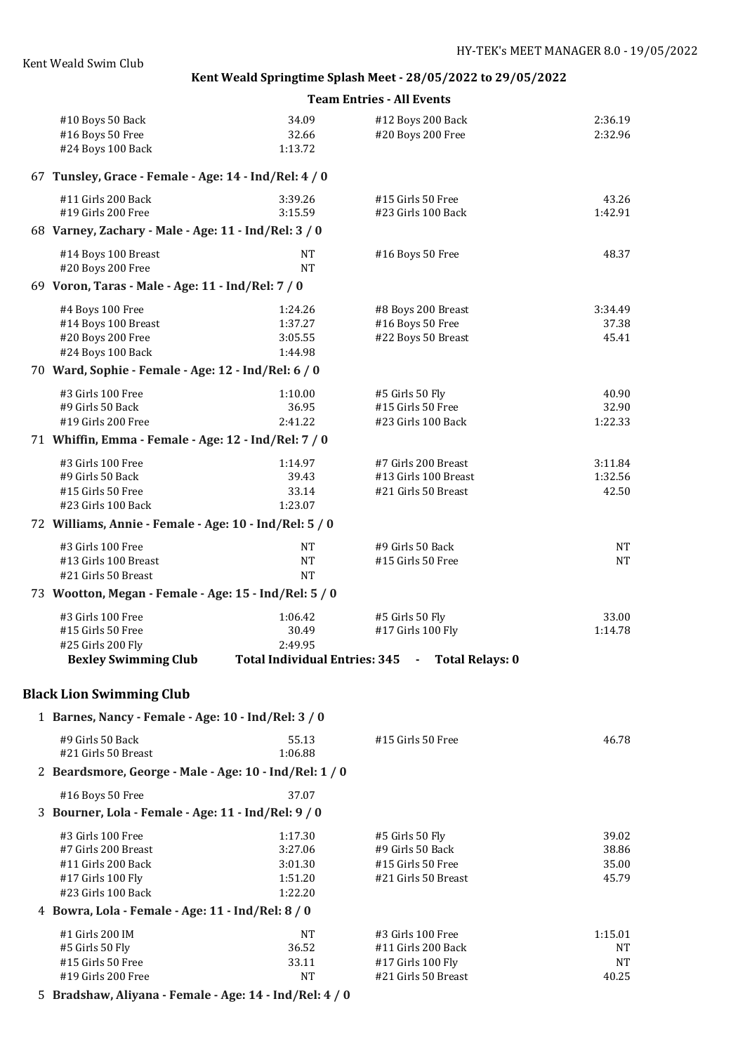Kent Weald Swim Club

**Kent Weald Springtime Splash Meet - 28/05/2022 to 29/05/2022**

**Team Entries - All Events**

| | | | |
|---|---|---|---|
| #10 Boys 50 Back | 34.09 | #12 Boys 200 Back | 2:36.19 |
| #16 Boys 50 Free | 32.66 | #20 Boys 200 Free | 2:32.96 |
| #24 Boys 100 Back | 1:13.72 | | |

67 **Tunsley, Grace - Female - Age: 14 - Ind/Rel: 4 / 0**

| | | | |
|---|---|---|---|
| #11 Girls 200 Back | 3:39.26 | #15 Girls 50 Free | 43.26 |
| #19 Girls 200 Free | 3:15.59 | #23 Girls 100 Back | 1:42.91 |

68 **Varney, Zachary - Male - Age: 11 - Ind/Rel: 3 / 0**

| | | | |
|---|---|---|---|
| #14 Boys 100 Breast | NT | #16 Boys 50 Free | 48.37 |
| #20 Boys 200 Free | NT | | |

69 **Voron, Taras - Male - Age: 11 - Ind/Rel: 7 / 0**

| | | | |
|---|---|---|---|
| #4 Boys 100 Free | 1:24.26 | #8 Boys 200 Breast | 3:34.49 |
| #14 Boys 100 Breast | 1:37.27 | #16 Boys 50 Free | 37.38 |
| #20 Boys 200 Free | 3:05.55 | #22 Boys 50 Breast | 45.41 |
| #24 Boys 100 Back | 1:44.98 | | |

70 **Ward, Sophie - Female - Age: 12 - Ind/Rel: 6 / 0**

| | | | |
|---|---|---|---|
| #3 Girls 100 Free | 1:10.00 | #5 Girls 50 Fly | 40.90 |
| #9 Girls 50 Back | 36.95 | #15 Girls 50 Free | 32.90 |
| #19 Girls 200 Free | 2:41.22 | #23 Girls 100 Back | 1:22.33 |

71 **Whiffin, Emma - Female - Age: 12 - Ind/Rel: 7 / 0**

| | | | |
|---|---|---|---|
| #3 Girls 100 Free | 1:14.97 | #7 Girls 200 Breast | 3:11.84 |
| #9 Girls 50 Back | 39.43 | #13 Girls 100 Breast | 1:32.56 |
| #15 Girls 50 Free | 33.14 | #21 Girls 50 Breast | 42.50 |
| #23 Girls 100 Back | 1:23.07 | | |

72 **Williams, Annie - Female - Age: 10 - Ind/Rel: 5 / 0**

| | | | |
|---|---|---|---|
| #3 Girls 100 Free | NT | #9 Girls 50 Back | NT |
| #13 Girls 100 Breast | NT | #15 Girls 50 Free | NT |
| #21 Girls 50 Breast | NT | | |

73 **Wootton, Megan - Female - Age: 15 - Ind/Rel: 5 / 0**

| | | | |
|---|---|---|---|
| #3 Girls 100 Free | 1:06.42 | #5 Girls 50 Fly | 33.00 |
| #15 Girls 50 Free | 30.49 | #17 Girls 100 Fly | 1:14.78 |
| #25 Girls 200 Fly | 2:49.95 | | |

**Bexley Swimming Club** **Total Individual Entries: 345 - Total Relays: 0**

## Black Lion Swimming Club

1 **Barnes, Nancy - Female - Age: 10 - Ind/Rel: 3 / 0**

| | | | |
|---|---|---|---|
| #9 Girls 50 Back | 55.13 | #15 Girls 50 Free | 46.78 |
| #21 Girls 50 Breast | 1:06.88 | | |

2 **Beardsmore, George - Male - Age: 10 - Ind/Rel: 1 / 0**

| | |
|---|---|
| #16 Boys 50 Free | 37.07 |

3 **Bourner, Lola - Female - Age: 11 - Ind/Rel: 9 / 0**

| | | | |
|---|---|---|---|
| #3 Girls 100 Free | 1:17.30 | #5 Girls 50 Fly | 39.02 |
| #7 Girls 200 Breast | 3:27.06 | #9 Girls 50 Back | 38.86 |
| #11 Girls 200 Back | 3:01.30 | #15 Girls 50 Free | 35.00 |
| #17 Girls 100 Fly | 1:51.20 | #21 Girls 50 Breast | 45.79 |
| #23 Girls 100 Back | 1:22.20 | | |

4 **Bowra, Lola - Female - Age: 11 - Ind/Rel: 8 / 0**

| | | | |
|---|---|---|---|
| #1 Girls 200 IM | NT | #3 Girls 100 Free | 1:15.01 |
| #5 Girls 50 Fly | 36.52 | #11 Girls 200 Back | NT |
| #15 Girls 50 Free | 33.11 | #17 Girls 100 Fly | NT |
| #19 Girls 200 Free | NT | #21 Girls 50 Breast | 40.25 |

5 **Bradshaw, Aliyana - Female - Age: 14 - Ind/Rel: 4 / 0**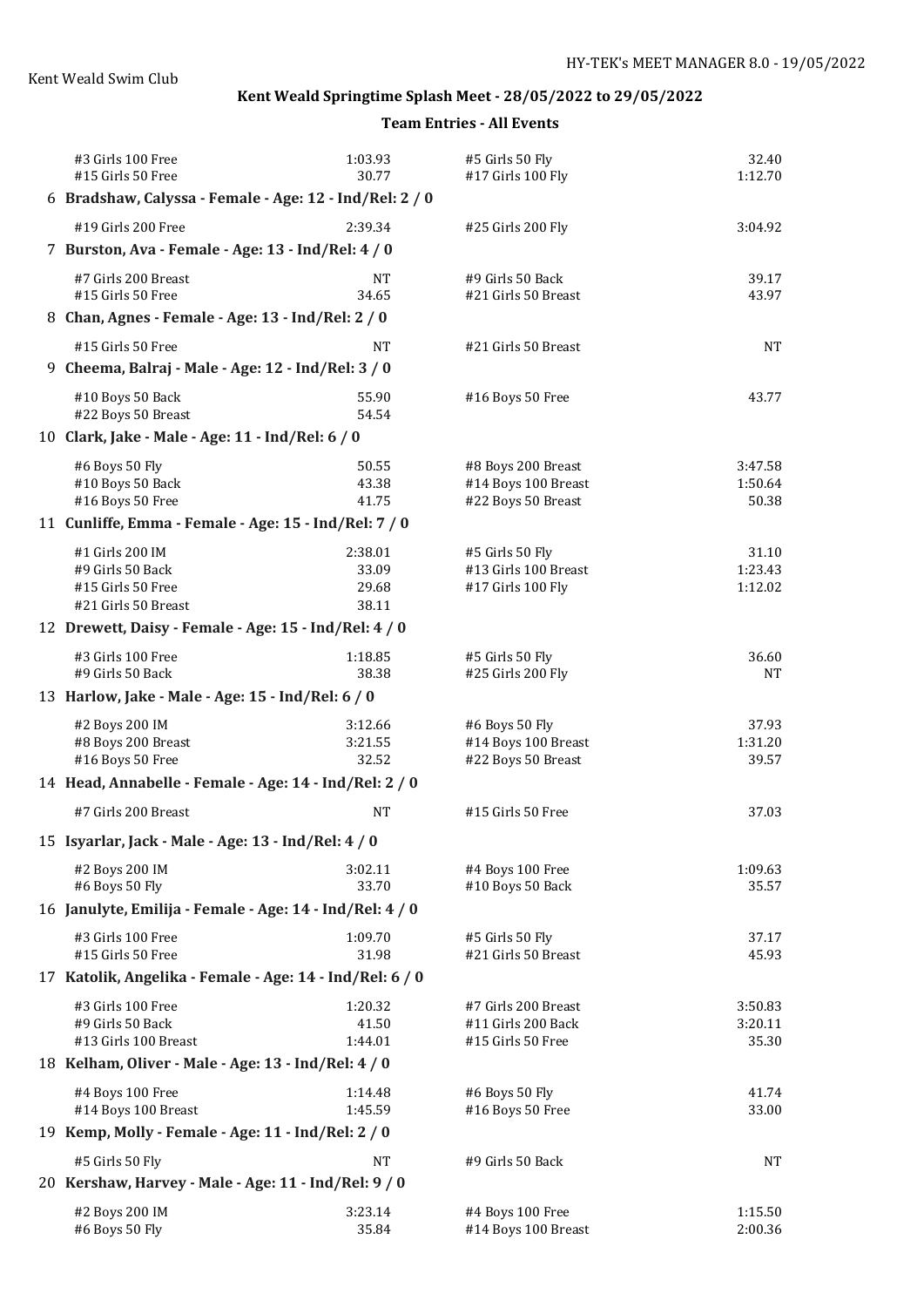Kent Weald Swim Club

## Kent Weald Springtime Splash Meet - 28/05/2022 to 29/05/2022

### Team Entries - All Events

| Event | Time | Event | Time |
|---|---|---|---|
| #3 Girls 100 Free | 1:03.93 | #5 Girls 50 Fly | 32.40 |
| #15 Girls 50 Free | 30.77 | #17 Girls 100 Fly | 1:12.70 |

**6 Bradshaw, Calyssa - Female - Age: 12 - Ind/Rel: 2 / 0**

| Event | Time | Event | Time |
|---|---|---|---|
| #19 Girls 200 Free | 2:39.34 | #25 Girls 200 Fly | 3:04.92 |

**7 Burston, Ava - Female - Age: 13 - Ind/Rel: 4 / 0**

| Event | Time | Event | Time |
|---|---|---|---|
| #7 Girls 200 Breast | NT | #9 Girls 50 Back | 39.17 |
| #15 Girls 50 Free | 34.65 | #21 Girls 50 Breast | 43.97 |

**8 Chan, Agnes - Female - Age: 13 - Ind/Rel: 2 / 0**

| Event | Time | Event | Time |
|---|---|---|---|
| #15 Girls 50 Free | NT | #21 Girls 50 Breast | NT |

**9 Cheema, Balraj - Male - Age: 12 - Ind/Rel: 3 / 0**

| Event | Time | Event | Time |
|---|---|---|---|
| #10 Boys 50 Back | 55.90 | #16 Boys 50 Free | 43.77 |
| #22 Boys 50 Breast | 54.54 | | |

**10 Clark, Jake - Male - Age: 11 - Ind/Rel: 6 / 0**

| Event | Time | Event | Time |
|---|---|---|---|
| #6 Boys 50 Fly | 50.55 | #8 Boys 200 Breast | 3:47.58 |
| #10 Boys 50 Back | 43.38 | #14 Boys 100 Breast | 1:50.64 |
| #16 Boys 50 Free | 41.75 | #22 Boys 50 Breast | 50.38 |

**11 Cunliffe, Emma - Female - Age: 15 - Ind/Rel: 7 / 0**

| Event | Time | Event | Time |
|---|---|---|---|
| #1 Girls 200 IM | 2:38.01 | #5 Girls 50 Fly | 31.10 |
| #9 Girls 50 Back | 33.09 | #13 Girls 100 Breast | 1:23.43 |
| #15 Girls 50 Free | 29.68 | #17 Girls 100 Fly | 1:12.02 |
| #21 Girls 50 Breast | 38.11 | | |

**12 Drewett, Daisy - Female - Age: 15 - Ind/Rel: 4 / 0**

| Event | Time | Event | Time |
|---|---|---|---|
| #3 Girls 100 Free | 1:18.85 | #5 Girls 50 Fly | 36.60 |
| #9 Girls 50 Back | 38.38 | #25 Girls 200 Fly | NT |

**13 Harlow, Jake - Male - Age: 15 - Ind/Rel: 6 / 0**

| Event | Time | Event | Time |
|---|---|---|---|
| #2 Boys 200 IM | 3:12.66 | #6 Boys 50 Fly | 37.93 |
| #8 Boys 200 Breast | 3:21.55 | #14 Boys 100 Breast | 1:31.20 |
| #16 Boys 50 Free | 32.52 | #22 Boys 50 Breast | 39.57 |

**14 Head, Annabelle - Female - Age: 14 - Ind/Rel: 2 / 0**

| Event | Time | Event | Time |
|---|---|---|---|
| #7 Girls 200 Breast | NT | #15 Girls 50 Free | 37.03 |

**15 Isyarlar, Jack - Male - Age: 13 - Ind/Rel: 4 / 0**

| Event | Time | Event | Time |
|---|---|---|---|
| #2 Boys 200 IM | 3:02.11 | #4 Boys 100 Free | 1:09.63 |
| #6 Boys 50 Fly | 33.70 | #10 Boys 50 Back | 35.57 |

**16 Janulyte, Emilija - Female - Age: 14 - Ind/Rel: 4 / 0**

| Event | Time | Event | Time |
|---|---|---|---|
| #3 Girls 100 Free | 1:09.70 | #5 Girls 50 Fly | 37.17 |
| #15 Girls 50 Free | 31.98 | #21 Girls 50 Breast | 45.93 |

**17 Katolik, Angelika - Female - Age: 14 - Ind/Rel: 6 / 0**

| Event | Time | Event | Time |
|---|---|---|---|
| #3 Girls 100 Free | 1:20.32 | #7 Girls 200 Breast | 3:50.83 |
| #9 Girls 50 Back | 41.50 | #11 Girls 200 Back | 3:20.11 |
| #13 Girls 100 Breast | 1:44.01 | #15 Girls 50 Free | 35.30 |

**18 Kelham, Oliver - Male - Age: 13 - Ind/Rel: 4 / 0**

| Event | Time | Event | Time |
|---|---|---|---|
| #4 Boys 100 Free | 1:14.48 | #6 Boys 50 Fly | 41.74 |
| #14 Boys 100 Breast | 1:45.59 | #16 Boys 50 Free | 33.00 |

**19 Kemp, Molly - Female - Age: 11 - Ind/Rel: 2 / 0**

| Event | Time | Event | Time |
|---|---|---|---|
| #5 Girls 50 Fly | NT | #9 Girls 50 Back | NT |

**20 Kershaw, Harvey - Male - Age: 11 - Ind/Rel: 9 / 0**

| Event | Time | Event | Time |
|---|---|---|---|
| #2 Boys 200 IM | 3:23.14 | #4 Boys 100 Free | 1:15.50 |
| #6 Boys 50 Fly | 35.84 | #14 Boys 100 Breast | 2:00.36 |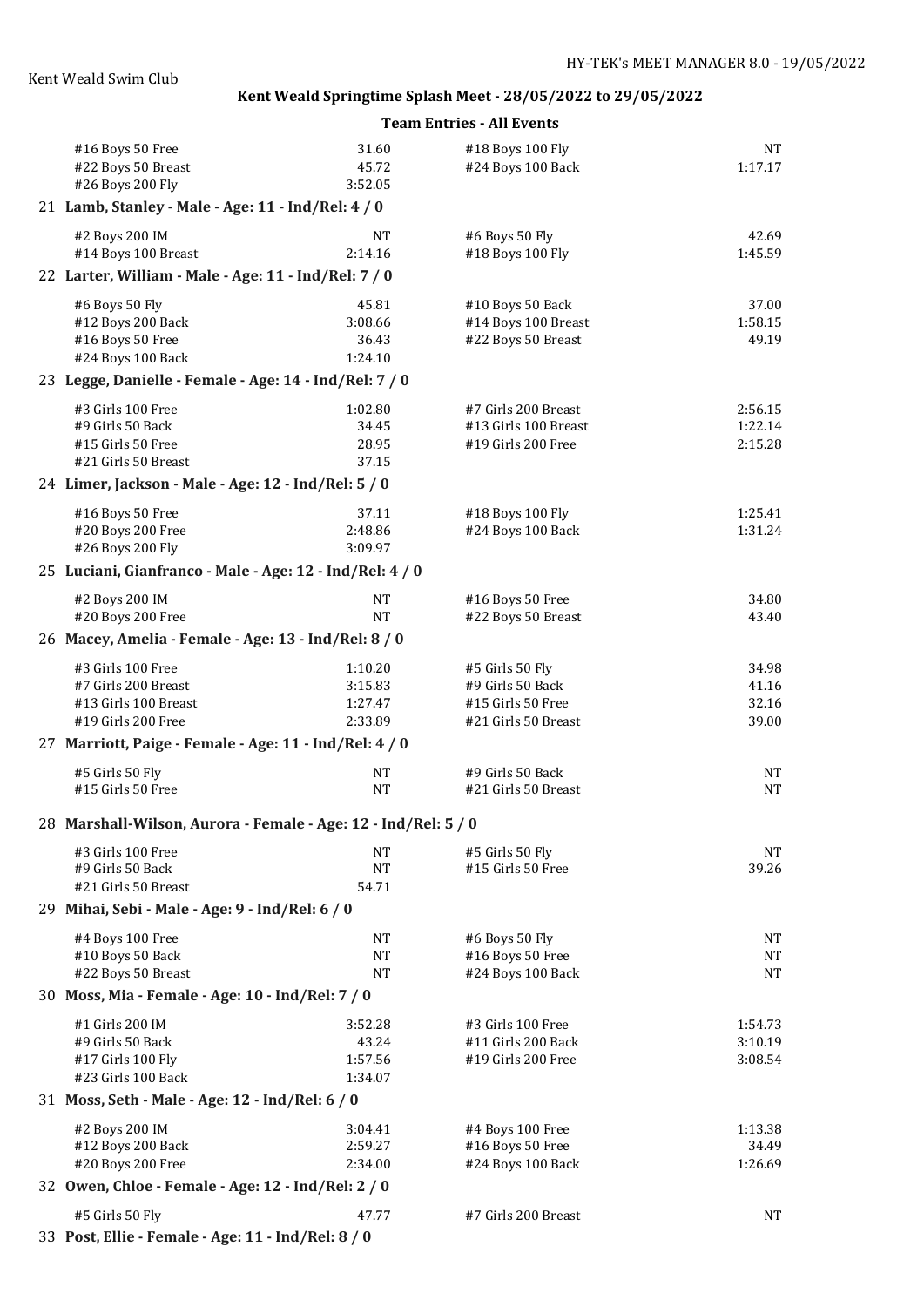## Kent Weald Springtime Splash Meet - 28/05/2022 to 29/05/2022

### Team Entries - All Events

| | | | |
|---|---|---|---|
| #16 Boys 50 Free | 31.60 | #18 Boys 100 Fly | NT |
| #22 Boys 50 Breast | 45.72 | #24 Boys 100 Back | 1:17.17 |
| #26 Boys 200 Fly | 3:52.05 | | |

**21 Lamb, Stanley - Male - Age: 11 - Ind/Rel: 4 / 0**

| | | | |
|---|---|---|---|
| #2 Boys 200 IM | NT | #6 Boys 50 Fly | 42.69 |
| #14 Boys 100 Breast | 2:14.16 | #18 Boys 100 Fly | 1:45.59 |

**22 Larter, William - Male - Age: 11 - Ind/Rel: 7 / 0**

| | | | |
|---|---|---|---|
| #6 Boys 50 Fly | 45.81 | #10 Boys 50 Back | 37.00 |
| #12 Boys 200 Back | 3:08.66 | #14 Boys 100 Breast | 1:58.15 |
| #16 Boys 50 Free | 36.43 | #22 Boys 50 Breast | 49.19 |
| #24 Boys 100 Back | 1:24.10 | | |

**23 Legge, Danielle - Female - Age: 14 - Ind/Rel: 7 / 0**

| | | | |
|---|---|---|---|
| #3 Girls 100 Free | 1:02.80 | #7 Girls 200 Breast | 2:56.15 |
| #9 Girls 50 Back | 34.45 | #13 Girls 100 Breast | 1:22.14 |
| #15 Girls 50 Free | 28.95 | #19 Girls 200 Free | 2:15.28 |
| #21 Girls 50 Breast | 37.15 | | |

**24 Limer, Jackson - Male - Age: 12 - Ind/Rel: 5 / 0**

| | | | |
|---|---|---|---|
| #16 Boys 50 Free | 37.11 | #18 Boys 100 Fly | 1:25.41 |
| #20 Boys 200 Free | 2:48.86 | #24 Boys 100 Back | 1:31.24 |
| #26 Boys 200 Fly | 3:09.97 | | |

**25 Luciani, Gianfranco - Male - Age: 12 - Ind/Rel: 4 / 0**

| | | | |
|---|---|---|---|
| #2 Boys 200 IM | NT | #16 Boys 50 Free | 34.80 |
| #20 Boys 200 Free | NT | #22 Boys 50 Breast | 43.40 |

**26 Macey, Amelia - Female - Age: 13 - Ind/Rel: 8 / 0**

| | | | |
|---|---|---|---|
| #3 Girls 100 Free | 1:10.20 | #5 Girls 50 Fly | 34.98 |
| #7 Girls 200 Breast | 3:15.83 | #9 Girls 50 Back | 41.16 |
| #13 Girls 100 Breast | 1:27.47 | #15 Girls 50 Free | 32.16 |
| #19 Girls 200 Free | 2:33.89 | #21 Girls 50 Breast | 39.00 |

**27 Marriott, Paige - Female - Age: 11 - Ind/Rel: 4 / 0**

| | | | |
|---|---|---|---|
| #5 Girls 50 Fly | NT | #9 Girls 50 Back | NT |
| #15 Girls 50 Free | NT | #21 Girls 50 Breast | NT |

**28 Marshall-Wilson, Aurora - Female - Age: 12 - Ind/Rel: 5 / 0**

| | | | |
|---|---|---|---|
| #3 Girls 100 Free | NT | #5 Girls 50 Fly | NT |
| #9 Girls 50 Back | NT | #15 Girls 50 Free | 39.26 |
| #21 Girls 50 Breast | 54.71 | | |

**29 Mihai, Sebi - Male - Age: 9 - Ind/Rel: 6 / 0**

| | | | |
|---|---|---|---|
| #4 Boys 100 Free | NT | #6 Boys 50 Fly | NT |
| #10 Boys 50 Back | NT | #16 Boys 50 Free | NT |
| #22 Boys 50 Breast | NT | #24 Boys 100 Back | NT |

**30 Moss, Mia - Female - Age: 10 - Ind/Rel: 7 / 0**

| | | | |
|---|---|---|---|
| #1 Girls 200 IM | 3:52.28 | #3 Girls 100 Free | 1:54.73 |
| #9 Girls 50 Back | 43.24 | #11 Girls 200 Back | 3:10.19 |
| #17 Girls 100 Fly | 1:57.56 | #19 Girls 200 Free | 3:08.54 |
| #23 Girls 100 Back | 1:34.07 | | |

**31 Moss, Seth - Male - Age: 12 - Ind/Rel: 6 / 0**

| | | | |
|---|---|---|---|
| #2 Boys 200 IM | 3:04.41 | #4 Boys 100 Free | 1:13.38 |
| #12 Boys 200 Back | 2:59.27 | #16 Boys 50 Free | 34.49 |
| #20 Boys 200 Free | 2:34.00 | #24 Boys 100 Back | 1:26.69 |

**32 Owen, Chloe - Female - Age: 12 - Ind/Rel: 2 / 0**

| | | | |
|---|---|---|---|
| #5 Girls 50 Fly | 47.77 | #7 Girls 200 Breast | NT |

**33 Post, Ellie - Female - Age: 11 - Ind/Rel: 8 / 0**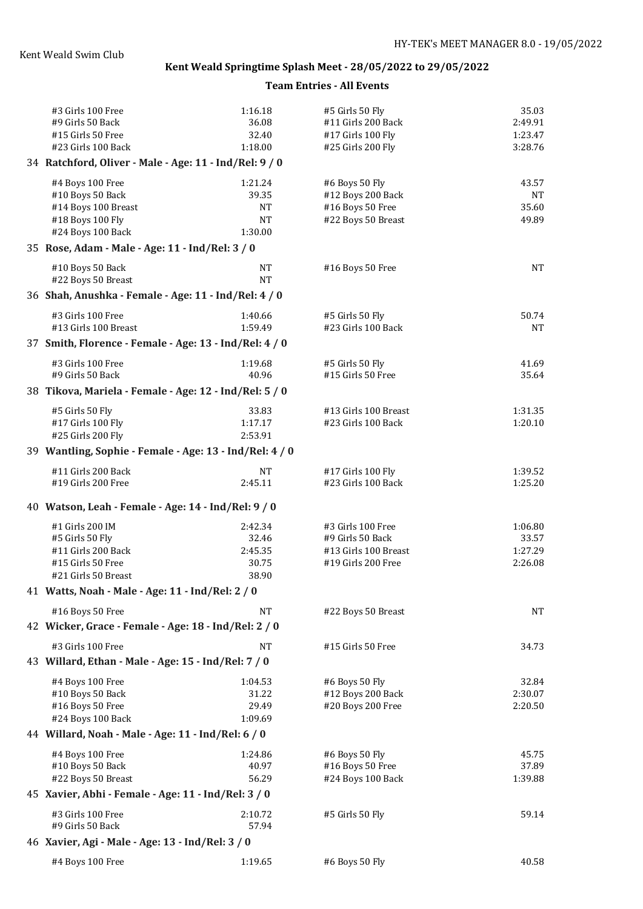| Event | Time | Event | Time |
|---|---|---|---|
| #3 Girls 100 Free | 1:16.18 | #5 Girls 50 Fly | 35.03 |
| #9 Girls 50 Back | 36.08 | #11 Girls 200 Back | 2:49.91 |
| #15 Girls 50 Free | 32.40 | #17 Girls 100 Fly | 1:23.47 |
| #23 Girls 100 Back | 1:18.00 | #25 Girls 200 Fly | 3:28.76 |

**34 Ratchford, Oliver - Male - Age: 11 - Ind/Rel: 9 / 0**

| Event | Time | Event | Time |
|---|---|---|---|
| #4 Boys 100 Free | 1:21.24 | #6 Boys 50 Fly | 43.57 |
| #10 Boys 50 Back | 39.35 | #12 Boys 200 Back | NT |
| #14 Boys 100 Breast | NT | #16 Boys 50 Free | 35.60 |
| #18 Boys 100 Fly | NT | #22 Boys 50 Breast | 49.89 |
| #24 Boys 100 Back | 1:30.00 | | |

**35 Rose, Adam - Male - Age: 11 - Ind/Rel: 3 / 0**

| Event | Time | Event | Time |
|---|---|---|---|
| #10 Boys 50 Back | NT | #16 Boys 50 Free | NT |
| #22 Boys 50 Breast | NT | | |

**36 Shah, Anushka - Female - Age: 11 - Ind/Rel: 4 / 0**

| Event | Time | Event | Time |
|---|---|---|---|
| #3 Girls 100 Free | 1:40.66 | #5 Girls 50 Fly | 50.74 |
| #13 Girls 100 Breast | 1:59.49 | #23 Girls 100 Back | NT |

**37 Smith, Florence - Female - Age: 13 - Ind/Rel: 4 / 0**

| Event | Time | Event | Time |
|---|---|---|---|
| #3 Girls 100 Free | 1:19.68 | #5 Girls 50 Fly | 41.69 |
| #9 Girls 50 Back | 40.96 | #15 Girls 50 Free | 35.64 |

**38 Tikova, Mariela - Female - Age: 12 - Ind/Rel: 5 / 0**

| Event | Time | Event | Time |
|---|---|---|---|
| #5 Girls 50 Fly | 33.83 | #13 Girls 100 Breast | 1:31.35 |
| #17 Girls 100 Fly | 1:17.17 | #23 Girls 100 Back | 1:20.10 |
| #25 Girls 200 Fly | 2:53.91 | | |

**39 Wantling, Sophie - Female - Age: 13 - Ind/Rel: 4 / 0**

| Event | Time | Event | Time |
|---|---|---|---|
| #11 Girls 200 Back | NT | #17 Girls 100 Fly | 1:39.52 |
| #19 Girls 200 Free | 2:45.11 | #23 Girls 100 Back | 1:25.20 |

**40 Watson, Leah - Female - Age: 14 - Ind/Rel: 9 / 0**

| Event | Time | Event | Time |
|---|---|---|---|
| #1 Girls 200 IM | 2:42.34 | #3 Girls 100 Free | 1:06.80 |
| #5 Girls 50 Fly | 32.46 | #9 Girls 50 Back | 33.57 |
| #11 Girls 200 Back | 2:45.35 | #13 Girls 100 Breast | 1:27.29 |
| #15 Girls 50 Free | 30.75 | #19 Girls 200 Free | 2:26.08 |
| #21 Girls 50 Breast | 38.90 | | |

**41 Watts, Noah - Male - Age: 11 - Ind/Rel: 2 / 0**

| Event | Time | Event | Time |
|---|---|---|---|
| #16 Boys 50 Free | NT | #22 Boys 50 Breast | NT |

**42 Wicker, Grace - Female - Age: 18 - Ind/Rel: 2 / 0**

| Event | Time | Event | Time |
|---|---|---|---|
| #3 Girls 100 Free | NT | #15 Girls 50 Free | 34.73 |

**43 Willard, Ethan - Male - Age: 15 - Ind/Rel: 7 / 0**

| Event | Time | Event | Time |
|---|---|---|---|
| #4 Boys 100 Free | 1:04.53 | #6 Boys 50 Fly | 32.84 |
| #10 Boys 50 Back | 31.22 | #12 Boys 200 Back | 2:30.07 |
| #16 Boys 50 Free | 29.49 | #20 Boys 200 Free | 2:20.50 |
| #24 Boys 100 Back | 1:09.69 | | |

**44 Willard, Noah - Male - Age: 11 - Ind/Rel: 6 / 0**

| Event | Time | Event | Time |
|---|---|---|---|
| #4 Boys 100 Free | 1:24.86 | #6 Boys 50 Fly | 45.75 |
| #10 Boys 50 Back | 40.97 | #16 Boys 50 Free | 37.89 |
| #22 Boys 50 Breast | 56.29 | #24 Boys 100 Back | 1:39.88 |

**45 Xavier, Abhi - Female - Age: 11 - Ind/Rel: 3 / 0**

| Event | Time | Event | Time |
|---|---|---|---|
| #3 Girls 100 Free | 2:10.72 | #5 Girls 50 Fly | 59.14 |
| #9 Girls 50 Back | 57.94 | | |

**46 Xavier, Agi - Male - Age: 13 - Ind/Rel: 3 / 0**

| Event | Time | Event | Time |
|---|---|---|---|
| #4 Boys 100 Free | 1:19.65 | #6 Boys 50 Fly | 40.58 |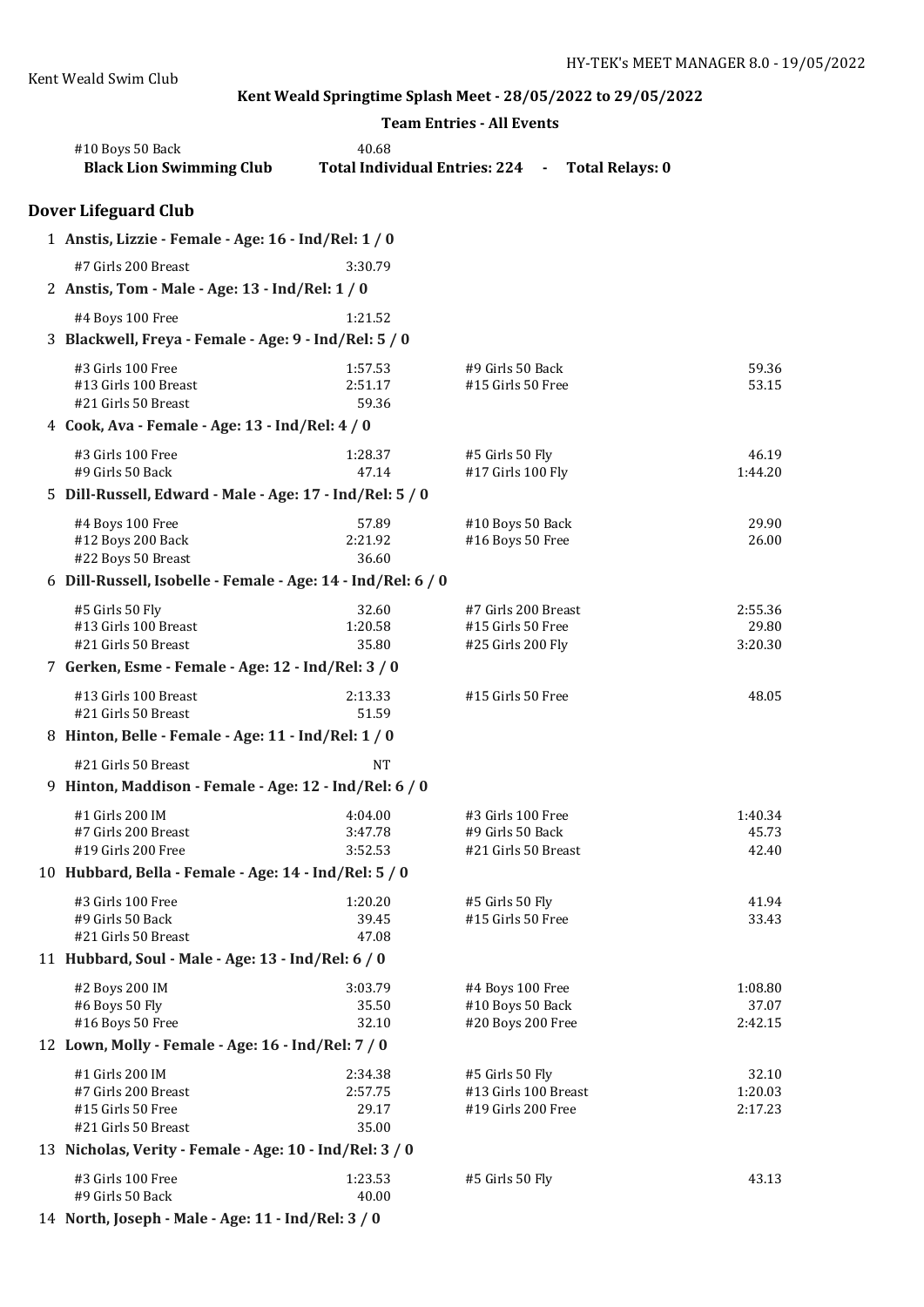Kent Weald Swim Club

**Kent Weald Springtime Splash Meet - 28/05/2022 to 29/05/2022**

**Team Entries - All Events**

#10 Boys 50 Back 40.68

**Black Lion Swimming Club** **Total Individual Entries: 224 - Total Relays: 0**

## Dover Lifeguard Club

**1 Anstis, Lizzie - Female - Age: 16 - Ind/Rel: 1 / 0**

| | | | |
|---|---|---|---|
| #7 Girls 200 Breast | 3:30.79 | | |

**2 Anstis, Tom - Male - Age: 13 - Ind/Rel: 1 / 0**

| | | | |
|---|---|---|---|
| #4 Boys 100 Free | 1:21.52 | | |

**3 Blackwell, Freya - Female - Age: 9 - Ind/Rel: 5 / 0**

| | | | |
|---|---|---|---|
| #3 Girls 100 Free | 1:57.53 | #9 Girls 50 Back | 59.36 |
| #13 Girls 100 Breast | 2:51.17 | #15 Girls 50 Free | 53.15 |
| #21 Girls 50 Breast | 59.36 | | |

**4 Cook, Ava - Female - Age: 13 - Ind/Rel: 4 / 0**

| | | | |
|---|---|---|---|
| #3 Girls 100 Free | 1:28.37 | #5 Girls 50 Fly | 46.19 |
| #9 Girls 50 Back | 47.14 | #17 Girls 100 Fly | 1:44.20 |

**5 Dill-Russell, Edward - Male - Age: 17 - Ind/Rel: 5 / 0**

| | | | |
|---|---|---|---|
| #4 Boys 100 Free | 57.89 | #10 Boys 50 Back | 29.90 |
| #12 Boys 200 Back | 2:21.92 | #16 Boys 50 Free | 26.00 |
| #22 Boys 50 Breast | 36.60 | | |

**6 Dill-Russell, Isobelle - Female - Age: 14 - Ind/Rel: 6 / 0**

| | | | |
|---|---|---|---|
| #5 Girls 50 Fly | 32.60 | #7 Girls 200 Breast | 2:55.36 |
| #13 Girls 100 Breast | 1:20.58 | #15 Girls 50 Free | 29.80 |
| #21 Girls 50 Breast | 35.80 | #25 Girls 200 Fly | 3:20.30 |

**7 Gerken, Esme - Female - Age: 12 - Ind/Rel: 3 / 0**

| | | | |
|---|---|---|---|
| #13 Girls 100 Breast | 2:13.33 | #15 Girls 50 Free | 48.05 |
| #21 Girls 50 Breast | 51.59 | | |

**8 Hinton, Belle - Female - Age: 11 - Ind/Rel: 1 / 0**

| | | | |
|---|---|---|---|
| #21 Girls 50 Breast | NT | | |

**9 Hinton, Maddison - Female - Age: 12 - Ind/Rel: 6 / 0**

| | | | |
|---|---|---|---|
| #1 Girls 200 IM | 4:04.00 | #3 Girls 100 Free | 1:40.34 |
| #7 Girls 200 Breast | 3:47.78 | #9 Girls 50 Back | 45.73 |
| #19 Girls 200 Free | 3:52.53 | #21 Girls 50 Breast | 42.40 |

**10 Hubbard, Bella - Female - Age: 14 - Ind/Rel: 5 / 0**

| | | | |
|---|---|---|---|
| #3 Girls 100 Free | 1:20.20 | #5 Girls 50 Fly | 41.94 |
| #9 Girls 50 Back | 39.45 | #15 Girls 50 Free | 33.43 |
| #21 Girls 50 Breast | 47.08 | | |

**11 Hubbard, Soul - Male - Age: 13 - Ind/Rel: 6 / 0**

| | | | |
|---|---|---|---|
| #2 Boys 200 IM | 3:03.79 | #4 Boys 100 Free | 1:08.80 |
| #6 Boys 50 Fly | 35.50 | #10 Boys 50 Back | 37.07 |
| #16 Boys 50 Free | 32.10 | #20 Boys 200 Free | 2:42.15 |

**12 Lown, Molly - Female - Age: 16 - Ind/Rel: 7 / 0**

| | | | |
|---|---|---|---|
| #1 Girls 200 IM | 2:34.38 | #5 Girls 50 Fly | 32.10 |
| #7 Girls 200 Breast | 2:57.75 | #13 Girls 100 Breast | 1:20.03 |
| #15 Girls 50 Free | 29.17 | #19 Girls 200 Free | 2:17.23 |
| #21 Girls 50 Breast | 35.00 | | |

**13 Nicholas, Verity - Female - Age: 10 - Ind/Rel: 3 / 0**

| | | | |
|---|---|---|---|
| #3 Girls 100 Free | 1:23.53 | #5 Girls 50 Fly | 43.13 |
| #9 Girls 50 Back | 40.00 | | |

**14 North, Joseph - Male - Age: 11 - Ind/Rel: 3 / 0**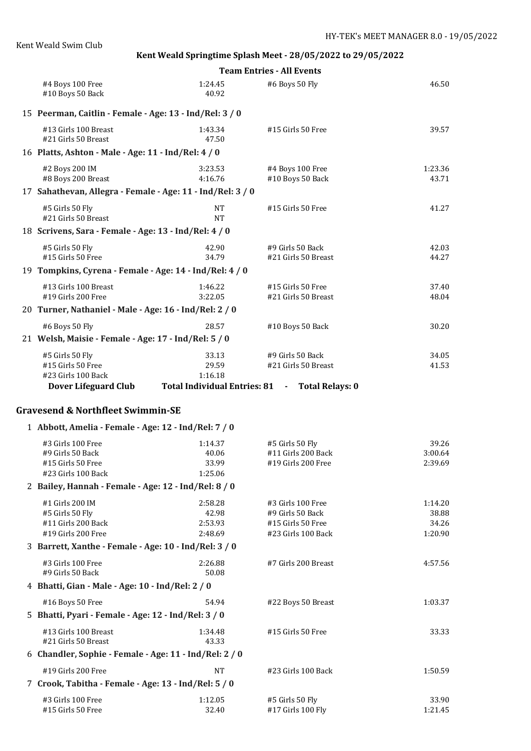Kent Weald Swim Club

## Kent Weald Springtime Splash Meet - 28/05/2022 to 29/05/2022

### Team Entries - All Events

| | | | |
|---|---|---|---|
| #4 Boys 100 Free | 1:24.45 | #6 Boys 50 Fly | 46.50 |
| #10 Boys 50 Back | 40.92 | | |

**15 Peerman, Caitlin - Female - Age: 13 - Ind/Rel: 3 / 0**

| | | | |
|---|---|---|---|
| #13 Girls 100 Breast | 1:43.34 | #15 Girls 50 Free | 39.57 |
| #21 Girls 50 Breast | 47.50 | | |

**16 Platts, Ashton - Male - Age: 11 - Ind/Rel: 4 / 0**

| | | | |
|---|---|---|---|
| #2 Boys 200 IM | 3:23.53 | #4 Boys 100 Free | 1:23.36 |
| #8 Boys 200 Breast | 4:16.76 | #10 Boys 50 Back | 43.71 |

**17 Sahathevan, Allegra - Female - Age: 11 - Ind/Rel: 3 / 0**

| | | | |
|---|---|---|---|
| #5 Girls 50 Fly | NT | #15 Girls 50 Free | 41.27 |
| #21 Girls 50 Breast | NT | | |

**18 Scrivens, Sara - Female - Age: 13 - Ind/Rel: 4 / 0**

| | | | |
|---|---|---|---|
| #5 Girls 50 Fly | 42.90 | #9 Girls 50 Back | 42.03 |
| #15 Girls 50 Free | 34.79 | #21 Girls 50 Breast | 44.27 |

**19 Tompkins, Cyrena - Female - Age: 14 - Ind/Rel: 4 / 0**

| | | | |
|---|---|---|---|
| #13 Girls 100 Breast | 1:46.22 | #15 Girls 50 Free | 37.40 |
| #19 Girls 200 Free | 3:22.05 | #21 Girls 50 Breast | 48.04 |

**20 Turner, Nathaniel - Male - Age: 16 - Ind/Rel: 2 / 0**

| | | | |
|---|---|---|---|
| #6 Boys 50 Fly | 28.57 | #10 Boys 50 Back | 30.20 |

**21 Welsh, Maisie - Female - Age: 17 - Ind/Rel: 5 / 0**

| | | | |
|---|---|---|---|
| #5 Girls 50 Fly | 33.13 | #9 Girls 50 Back | 34.05 |
| #15 Girls 50 Free | 29.59 | #21 Girls 50 Breast | 41.53 |
| #23 Girls 100 Back | 1:16.18 | | |

**Dover Lifeguard Club** — **Total Individual Entries: 81 - Total Relays: 0**

## Gravesend & Northfleet Swimmin-SE

**1 Abbott, Amelia - Female - Age: 12 - Ind/Rel: 7 / 0**

| | | | |
|---|---|---|---|
| #3 Girls 100 Free | 1:14.37 | #5 Girls 50 Fly | 39.26 |
| #9 Girls 50 Back | 40.06 | #11 Girls 200 Back | 3:00.64 |
| #15 Girls 50 Free | 33.99 | #19 Girls 200 Free | 2:39.69 |
| #23 Girls 100 Back | 1:25.06 | | |

**2 Bailey, Hannah - Female - Age: 12 - Ind/Rel: 8 / 0**

| | | | |
|---|---|---|---|
| #1 Girls 200 IM | 2:58.28 | #3 Girls 100 Free | 1:14.20 |
| #5 Girls 50 Fly | 42.98 | #9 Girls 50 Back | 38.88 |
| #11 Girls 200 Back | 2:53.93 | #15 Girls 50 Free | 34.26 |
| #19 Girls 200 Free | 2:48.69 | #23 Girls 100 Back | 1:20.90 |

**3 Barrett, Xanthe - Female - Age: 10 - Ind/Rel: 3 / 0**

| | | | |
|---|---|---|---|
| #3 Girls 100 Free | 2:26.88 | #7 Girls 200 Breast | 4:57.56 |
| #9 Girls 50 Back | 50.08 | | |

**4 Bhatti, Gian - Male - Age: 10 - Ind/Rel: 2 / 0**

| | | | |
|---|---|---|---|
| #16 Boys 50 Free | 54.94 | #22 Boys 50 Breast | 1:03.37 |

**5 Bhatti, Pyari - Female - Age: 12 - Ind/Rel: 3 / 0**

| | | | |
|---|---|---|---|
| #13 Girls 100 Breast | 1:34.48 | #15 Girls 50 Free | 33.33 |
| #21 Girls 50 Breast | 43.33 | | |

**6 Chandler, Sophie - Female - Age: 11 - Ind/Rel: 2 / 0**

| | | | |
|---|---|---|---|
| #19 Girls 200 Free | NT | #23 Girls 100 Back | 1:50.59 |

**7 Crook, Tabitha - Female - Age: 13 - Ind/Rel: 5 / 0**

| | | | |
|---|---|---|---|
| #3 Girls 100 Free | 1:12.05 | #5 Girls 50 Fly | 33.90 |
| #15 Girls 50 Free | 32.40 | #17 Girls 100 Fly | 1:21.45 |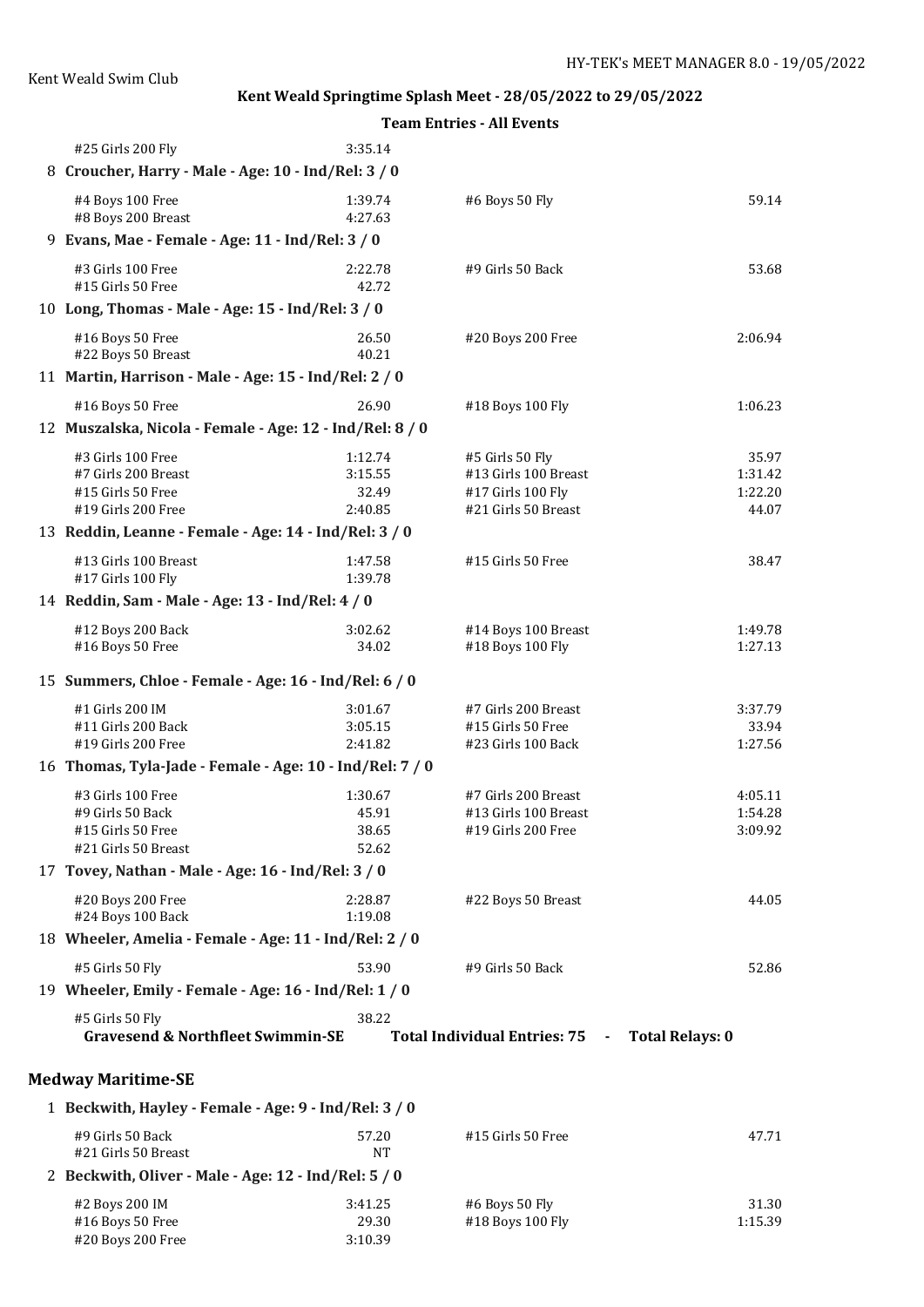Kent Weald Swim Club

**Kent Weald Springtime Splash Meet - 28/05/2022 to 29/05/2022**

**Team Entries - All Events**

#25 Girls 200 Fly 3:35.14

**8 Croucher, Harry - Male - Age: 10 - Ind/Rel: 3 / 0**

| | | | |
|---|---|---|---|
| #4 Boys 100 Free | 1:39.74 | #6 Boys 50 Fly | 59.14 |
| #8 Boys 200 Breast | 4:27.63 | | |

**9 Evans, Mae - Female - Age: 11 - Ind/Rel: 3 / 0**

| | | | |
|---|---|---|---|
| #3 Girls 100 Free | 2:22.78 | #9 Girls 50 Back | 53.68 |
| #15 Girls 50 Free | 42.72 | | |

**10 Long, Thomas - Male - Age: 15 - Ind/Rel: 3 / 0**

| | | | |
|---|---|---|---|
| #16 Boys 50 Free | 26.50 | #20 Boys 200 Free | 2:06.94 |
| #22 Boys 50 Breast | 40.21 | | |

**11 Martin, Harrison - Male - Age: 15 - Ind/Rel: 2 / 0**

| | | | |
|---|---|---|---|
| #16 Boys 50 Free | 26.90 | #18 Boys 100 Fly | 1:06.23 |

**12 Muszalska, Nicola - Female - Age: 12 - Ind/Rel: 8 / 0**

| | | | |
|---|---|---|---|
| #3 Girls 100 Free | 1:12.74 | #5 Girls 50 Fly | 35.97 |
| #7 Girls 200 Breast | 3:15.55 | #13 Girls 100 Breast | 1:31.42 |
| #15 Girls 50 Free | 32.49 | #17 Girls 100 Fly | 1:22.20 |
| #19 Girls 200 Free | 2:40.85 | #21 Girls 50 Breast | 44.07 |

**13 Reddin, Leanne - Female - Age: 14 - Ind/Rel: 3 / 0**

| | | | |
|---|---|---|---|
| #13 Girls 100 Breast | 1:47.58 | #15 Girls 50 Free | 38.47 |
| #17 Girls 100 Fly | 1:39.78 | | |

**14 Reddin, Sam - Male - Age: 13 - Ind/Rel: 4 / 0**

| | | | |
|---|---|---|---|
| #12 Boys 200 Back | 3:02.62 | #14 Boys 100 Breast | 1:49.78 |
| #16 Boys 50 Free | 34.02 | #18 Boys 100 Fly | 1:27.13 |

**15 Summers, Chloe - Female - Age: 16 - Ind/Rel: 6 / 0**

| | | | |
|---|---|---|---|
| #1 Girls 200 IM | 3:01.67 | #7 Girls 200 Breast | 3:37.79 |
| #11 Girls 200 Back | 3:05.15 | #15 Girls 50 Free | 33.94 |
| #19 Girls 200 Free | 2:41.82 | #23 Girls 100 Back | 1:27.56 |

**16 Thomas, Tyla-Jade - Female - Age: 10 - Ind/Rel: 7 / 0**

| | | | |
|---|---|---|---|
| #3 Girls 100 Free | 1:30.67 | #7 Girls 200 Breast | 4:05.11 |
| #9 Girls 50 Back | 45.91 | #13 Girls 100 Breast | 1:54.28 |
| #15 Girls 50 Free | 38.65 | #19 Girls 200 Free | 3:09.92 |
| #21 Girls 50 Breast | 52.62 | | |

**17 Tovey, Nathan - Male - Age: 16 - Ind/Rel: 3 / 0**

| | | | |
|---|---|---|---|
| #20 Boys 200 Free | 2:28.87 | #22 Boys 50 Breast | 44.05 |
| #24 Boys 100 Back | 1:19.08 | | |

**18 Wheeler, Amelia - Female - Age: 11 - Ind/Rel: 2 / 0**

| | | | |
|---|---|---|---|
| #5 Girls 50 Fly | 53.90 | #9 Girls 50 Back | 52.86 |

**19 Wheeler, Emily - Female - Age: 16 - Ind/Rel: 1 / 0**

#5 Girls 50 Fly 38.22

**Gravesend & Northfleet Swimmin-SE** **Total Individual Entries: 75 - Total Relays: 0**

## Medway Maritime-SE

**1 Beckwith, Hayley - Female - Age: 9 - Ind/Rel: 3 / 0**

| | | | |
|---|---|---|---|
| #9 Girls 50 Back | 57.20 | #15 Girls 50 Free | 47.71 |
| #21 Girls 50 Breast | NT | | |

**2 Beckwith, Oliver - Male - Age: 12 - Ind/Rel: 5 / 0**

| | | | |
|---|---|---|---|
| #2 Boys 200 IM | 3:41.25 | #6 Boys 50 Fly | 31.30 |
| #16 Boys 50 Free | 29.30 | #18 Boys 100 Fly | 1:15.39 |
| #20 Boys 200 Free | 3:10.39 | | |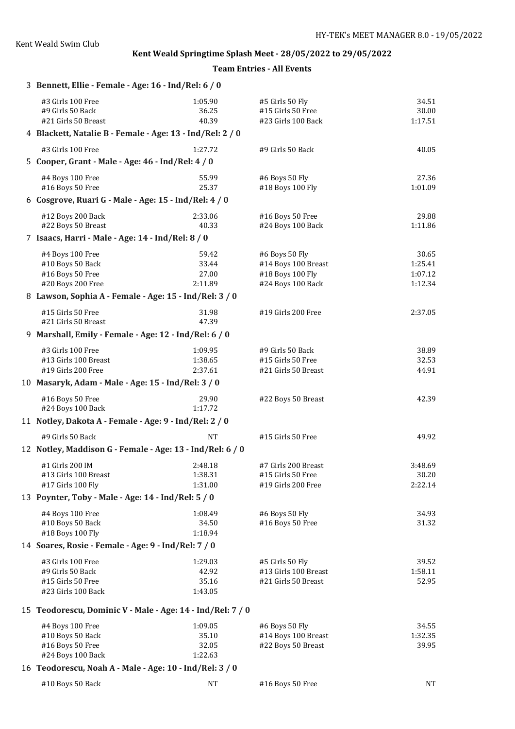## Kent Weald Springtime Splash Meet - 28/05/2022 to 29/05/2022

### Team Entries - All Events

**3 Bennett, Ellie - Female - Age: 16 - Ind/Rel: 6 / 0**

| Event | Time | Event | Time |
|---|---|---|---|
| #3 Girls 100 Free | 1:05.90 | #5 Girls 50 Fly | 34.51 |
| #9 Girls 50 Back | 36.25 | #15 Girls 50 Free | 30.00 |
| #21 Girls 50 Breast | 40.39 | #23 Girls 100 Back | 1:17.51 |

**4 Blackett, Natalie B - Female - Age: 13 - Ind/Rel: 2 / 0**

| Event | Time | Event | Time |
|---|---|---|---|
| #3 Girls 100 Free | 1:27.72 | #9 Girls 50 Back | 40.05 |

**5 Cooper, Grant - Male - Age: 46 - Ind/Rel: 4 / 0**

| Event | Time | Event | Time |
|---|---|---|---|
| #4 Boys 100 Free | 55.99 | #6 Boys 50 Fly | 27.36 |
| #16 Boys 50 Free | 25.37 | #18 Boys 100 Fly | 1:01.09 |

**6 Cosgrove, Ruari G - Male - Age: 15 - Ind/Rel: 4 / 0**

| Event | Time | Event | Time |
|---|---|---|---|
| #12 Boys 200 Back | 2:33.06 | #16 Boys 50 Free | 29.88 |
| #22 Boys 50 Breast | 40.33 | #24 Boys 100 Back | 1:11.86 |

**7 Isaacs, Harri - Male - Age: 14 - Ind/Rel: 8 / 0**

| Event | Time | Event | Time |
|---|---|---|---|
| #4 Boys 100 Free | 59.42 | #6 Boys 50 Fly | 30.65 |
| #10 Boys 50 Back | 33.44 | #14 Boys 100 Breast | 1:25.41 |
| #16 Boys 50 Free | 27.00 | #18 Boys 100 Fly | 1:07.12 |
| #20 Boys 200 Free | 2:11.89 | #24 Boys 100 Back | 1:12.34 |

**8 Lawson, Sophia A - Female - Age: 15 - Ind/Rel: 3 / 0**

| Event | Time | Event | Time |
|---|---|---|---|
| #15 Girls 50 Free | 31.98 | #19 Girls 200 Free | 2:37.05 |
| #21 Girls 50 Breast | 47.39 | | |

**9 Marshall, Emily - Female - Age: 12 - Ind/Rel: 6 / 0**

| Event | Time | Event | Time |
|---|---|---|---|
| #3 Girls 100 Free | 1:09.95 | #9 Girls 50 Back | 38.89 |
| #13 Girls 100 Breast | 1:38.65 | #15 Girls 50 Free | 32.53 |
| #19 Girls 200 Free | 2:37.61 | #21 Girls 50 Breast | 44.91 |

**10 Masaryk, Adam - Male - Age: 15 - Ind/Rel: 3 / 0**

| Event | Time | Event | Time |
|---|---|---|---|
| #16 Boys 50 Free | 29.90 | #22 Boys 50 Breast | 42.39 |
| #24 Boys 100 Back | 1:17.72 | | |

**11 Notley, Dakota A - Female - Age: 9 - Ind/Rel: 2 / 0**

| Event | Time | Event | Time |
|---|---|---|---|
| #9 Girls 50 Back | NT | #15 Girls 50 Free | 49.92 |

**12 Notley, Maddison G - Female - Age: 13 - Ind/Rel: 6 / 0**

| Event | Time | Event | Time |
|---|---|---|---|
| #1 Girls 200 IM | 2:48.18 | #7 Girls 200 Breast | 3:48.69 |
| #13 Girls 100 Breast | 1:38.31 | #15 Girls 50 Free | 30.20 |
| #17 Girls 100 Fly | 1:31.00 | #19 Girls 200 Free | 2:22.14 |

**13 Poynter, Toby - Male - Age: 14 - Ind/Rel: 5 / 0**

| Event | Time | Event | Time |
|---|---|---|---|
| #4 Boys 100 Free | 1:08.49 | #6 Boys 50 Fly | 34.93 |
| #10 Boys 50 Back | 34.50 | #16 Boys 50 Free | 31.32 |
| #18 Boys 100 Fly | 1:18.94 | | |

**14 Soares, Rosie - Female - Age: 9 - Ind/Rel: 7 / 0**

| Event | Time | Event | Time |
|---|---|---|---|
| #3 Girls 100 Free | 1:29.03 | #5 Girls 50 Fly | 39.52 |
| #9 Girls 50 Back | 42.92 | #13 Girls 100 Breast | 1:58.11 |
| #15 Girls 50 Free | 35.16 | #21 Girls 50 Breast | 52.95 |
| #23 Girls 100 Back | 1:43.05 | | |

**15 Teodorescu, Dominic V - Male - Age: 14 - Ind/Rel: 7 / 0**

| Event | Time | Event | Time |
|---|---|---|---|
| #4 Boys 100 Free | 1:09.05 | #6 Boys 50 Fly | 34.55 |
| #10 Boys 50 Back | 35.10 | #14 Boys 100 Breast | 1:32.35 |
| #16 Boys 50 Free | 32.05 | #22 Boys 50 Breast | 39.95 |
| #24 Boys 100 Back | 1:22.63 | | |

**16 Teodorescu, Noah A - Male - Age: 10 - Ind/Rel: 3 / 0**

| Event | Time | Event | Time |
|---|---|---|---|
| #10 Boys 50 Back | NT | #16 Boys 50 Free | NT |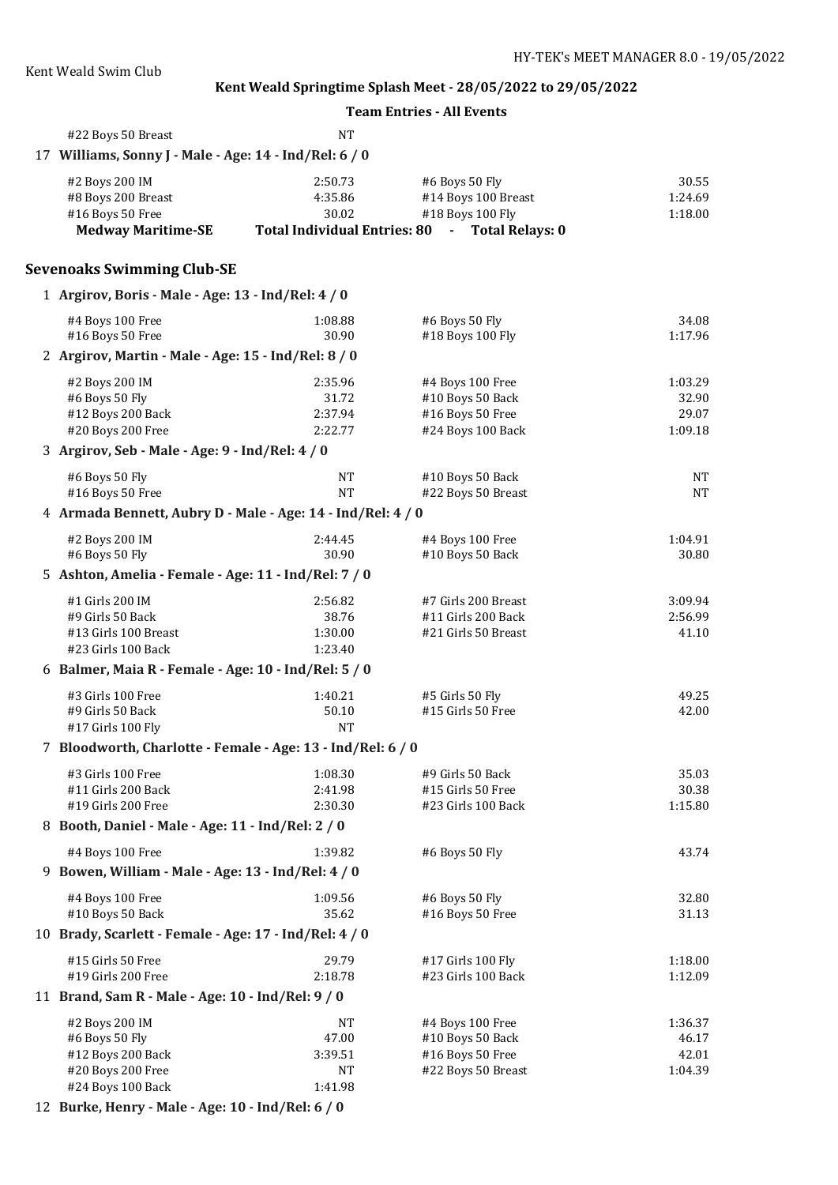Kent Weald Springtime Splash Meet - 28/05/2022 to 29/05/2022

**Team Entries - All Events**

| | | | |
|---|---|---|---|
| #22 Boys 50 Breast | NT | | |

**17 Williams, Sonny J - Male - Age: 14 - Ind/Rel: 6 / 0**

| | | | |
|---|---|---|---|
| #2 Boys 200 IM | 2:50.73 | #6 Boys 50 Fly | 30.55 |
| #8 Boys 200 Breast | 4:35.86 | #14 Boys 100 Breast | 1:24.69 |
| #16 Boys 50 Free | 30.02 | #18 Boys 100 Fly | 1:18.00 |

**Medway Maritime-SE** **Total Individual Entries: 80 - Total Relays: 0**

## Sevenoaks Swimming Club-SE

**1 Argirov, Boris - Male - Age: 13 - Ind/Rel: 4 / 0**

| | | | |
|---|---|---|---|
| #4 Boys 100 Free | 1:08.88 | #6 Boys 50 Fly | 34.08 |
| #16 Boys 50 Free | 30.90 | #18 Boys 100 Fly | 1:17.96 |

**2 Argirov, Martin - Male - Age: 15 - Ind/Rel: 8 / 0**

| | | | |
|---|---|---|---|
| #2 Boys 200 IM | 2:35.96 | #4 Boys 100 Free | 1:03.29 |
| #6 Boys 50 Fly | 31.72 | #10 Boys 50 Back | 32.90 |
| #12 Boys 200 Back | 2:37.94 | #16 Boys 50 Free | 29.07 |
| #20 Boys 200 Free | 2:22.77 | #24 Boys 100 Back | 1:09.18 |

**3 Argirov, Seb - Male - Age: 9 - Ind/Rel: 4 / 0**

| | | | |
|---|---|---|---|
| #6 Boys 50 Fly | NT | #10 Boys 50 Back | NT |
| #16 Boys 50 Free | NT | #22 Boys 50 Breast | NT |

**4 Armada Bennett, Aubry D - Male - Age: 14 - Ind/Rel: 4 / 0**

| | | | |
|---|---|---|---|
| #2 Boys 200 IM | 2:44.45 | #4 Boys 100 Free | 1:04.91 |
| #6 Boys 50 Fly | 30.90 | #10 Boys 50 Back | 30.80 |

**5 Ashton, Amelia - Female - Age: 11 - Ind/Rel: 7 / 0**

| | | | |
|---|---|---|---|
| #1 Girls 200 IM | 2:56.82 | #7 Girls 200 Breast | 3:09.94 |
| #9 Girls 50 Back | 38.76 | #11 Girls 200 Back | 2:56.99 |
| #13 Girls 100 Breast | 1:30.00 | #21 Girls 50 Breast | 41.10 |
| #23 Girls 100 Back | 1:23.40 | | |

**6 Balmer, Maia R - Female - Age: 10 - Ind/Rel: 5 / 0**

| | | | |
|---|---|---|---|
| #3 Girls 100 Free | 1:40.21 | #5 Girls 50 Fly | 49.25 |
| #9 Girls 50 Back | 50.10 | #15 Girls 50 Free | 42.00 |
| #17 Girls 100 Fly | NT | | |

**7 Bloodworth, Charlotte - Female - Age: 13 - Ind/Rel: 6 / 0**

| | | | |
|---|---|---|---|
| #3 Girls 100 Free | 1:08.30 | #9 Girls 50 Back | 35.03 |
| #11 Girls 200 Back | 2:41.98 | #15 Girls 50 Free | 30.38 |
| #19 Girls 200 Free | 2:30.30 | #23 Girls 100 Back | 1:15.80 |

**8 Booth, Daniel - Male - Age: 11 - Ind/Rel: 2 / 0**

| | | | |
|---|---|---|---|
| #4 Boys 100 Free | 1:39.82 | #6 Boys 50 Fly | 43.74 |

**9 Bowen, William - Male - Age: 13 - Ind/Rel: 4 / 0**

| | | | |
|---|---|---|---|
| #4 Boys 100 Free | 1:09.56 | #6 Boys 50 Fly | 32.80 |
| #10 Boys 50 Back | 35.62 | #16 Boys 50 Free | 31.13 |

**10 Brady, Scarlett - Female - Age: 17 - Ind/Rel: 4 / 0**

| | | | |
|---|---|---|---|
| #15 Girls 50 Free | 29.79 | #17 Girls 100 Fly | 1:18.00 |
| #19 Girls 200 Free | 2:18.78 | #23 Girls 100 Back | 1:12.09 |

**11 Brand, Sam R - Male - Age: 10 - Ind/Rel: 9 / 0**

| | | | |
|---|---|---|---|
| #2 Boys 200 IM | NT | #4 Boys 100 Free | 1:36.37 |
| #6 Boys 50 Fly | 47.00 | #10 Boys 50 Back | 46.17 |
| #12 Boys 200 Back | 3:39.51 | #16 Boys 50 Free | 42.01 |
| #20 Boys 200 Free | NT | #22 Boys 50 Breast | 1:04.39 |
| #24 Boys 100 Back | 1:41.98 | | |

**12 Burke, Henry - Male - Age: 10 - Ind/Rel: 6 / 0**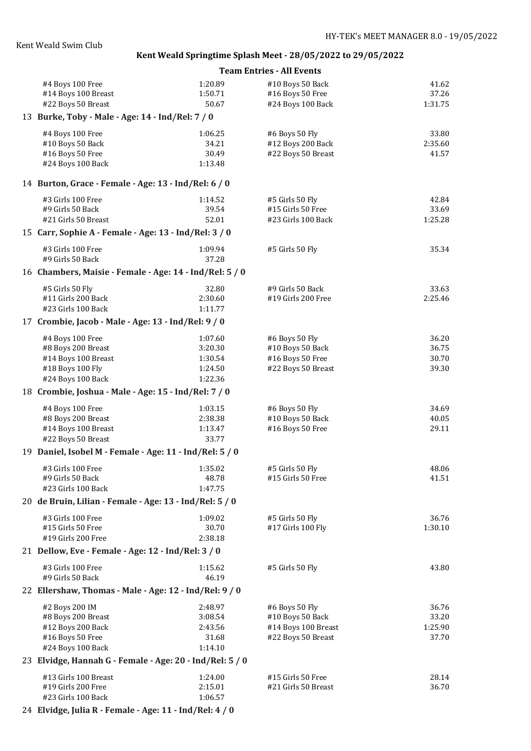## Kent Weald Springtime Splash Meet - 28/05/2022 to 29/05/2022

### Team Entries - All Events

| | | | |
|---|---|---|---|
| #4 Boys 100 Free | 1:20.89 | #10 Boys 50 Back | 41.62 |
| #14 Boys 100 Breast | 1:50.71 | #16 Boys 50 Free | 37.26 |
| #22 Boys 50 Breast | 50.67 | #24 Boys 100 Back | 1:31.75 |

**13 Burke, Toby - Male - Age: 14 - Ind/Rel: 7 / 0**

| | | | |
|---|---|---|---|
| #4 Boys 100 Free | 1:06.25 | #6 Boys 50 Fly | 33.80 |
| #10 Boys 50 Back | 34.21 | #12 Boys 200 Back | 2:35.60 |
| #16 Boys 50 Free | 30.49 | #22 Boys 50 Breast | 41.57 |
| #24 Boys 100 Back | 1:13.48 | | |

**14 Burton, Grace - Female - Age: 13 - Ind/Rel: 6 / 0**

| | | | |
|---|---|---|---|
| #3 Girls 100 Free | 1:14.52 | #5 Girls 50 Fly | 42.84 |
| #9 Girls 50 Back | 39.54 | #15 Girls 50 Free | 33.69 |
| #21 Girls 50 Breast | 52.01 | #23 Girls 100 Back | 1:25.28 |

**15 Carr, Sophie A - Female - Age: 13 - Ind/Rel: 3 / 0**

| | | | |
|---|---|---|---|
| #3 Girls 100 Free | 1:09.94 | #5 Girls 50 Fly | 35.34 |
| #9 Girls 50 Back | 37.28 | | |

**16 Chambers, Maisie - Female - Age: 14 - Ind/Rel: 5 / 0**

| | | | |
|---|---|---|---|
| #5 Girls 50 Fly | 32.80 | #9 Girls 50 Back | 33.63 |
| #11 Girls 200 Back | 2:30.60 | #19 Girls 200 Free | 2:25.46 |
| #23 Girls 100 Back | 1:11.77 | | |

**17 Crombie, Jacob - Male - Age: 13 - Ind/Rel: 9 / 0**

| | | | |
|---|---|---|---|
| #4 Boys 100 Free | 1:07.60 | #6 Boys 50 Fly | 36.20 |
| #8 Boys 200 Breast | 3:20.30 | #10 Boys 50 Back | 36.75 |
| #14 Boys 100 Breast | 1:30.54 | #16 Boys 50 Free | 30.70 |
| #18 Boys 100 Fly | 1:24.50 | #22 Boys 50 Breast | 39.30 |
| #24 Boys 100 Back | 1:22.36 | | |

**18 Crombie, Joshua - Male - Age: 15 - Ind/Rel: 7 / 0**

| | | | |
|---|---|---|---|
| #4 Boys 100 Free | 1:03.15 | #6 Boys 50 Fly | 34.69 |
| #8 Boys 200 Breast | 2:38.38 | #10 Boys 50 Back | 40.05 |
| #14 Boys 100 Breast | 1:13.47 | #16 Boys 50 Free | 29.11 |
| #22 Boys 50 Breast | 33.77 | | |

**19 Daniel, Isobel M - Female - Age: 11 - Ind/Rel: 5 / 0**

| | | | |
|---|---|---|---|
| #3 Girls 100 Free | 1:35.02 | #5 Girls 50 Fly | 48.06 |
| #9 Girls 50 Back | 48.78 | #15 Girls 50 Free | 41.51 |
| #23 Girls 100 Back | 1:47.75 | | |

**20 de Bruin, Lilian - Female - Age: 13 - Ind/Rel: 5 / 0**

| | | | |
|---|---|---|---|
| #3 Girls 100 Free | 1:09.02 | #5 Girls 50 Fly | 36.76 |
| #15 Girls 50 Free | 30.70 | #17 Girls 100 Fly | 1:30.10 |
| #19 Girls 200 Free | 2:38.18 | | |

**21 Dellow, Eve - Female - Age: 12 - Ind/Rel: 3 / 0**

| | | | |
|---|---|---|---|
| #3 Girls 100 Free | 1:15.62 | #5 Girls 50 Fly | 43.80 |
| #9 Girls 50 Back | 46.19 | | |

**22 Ellershaw, Thomas - Male - Age: 12 - Ind/Rel: 9 / 0**

| | | | |
|---|---|---|---|
| #2 Boys 200 IM | 2:48.97 | #6 Boys 50 Fly | 36.76 |
| #8 Boys 200 Breast | 3:08.54 | #10 Boys 50 Back | 33.20 |
| #12 Boys 200 Back | 2:43.56 | #14 Boys 100 Breast | 1:25.90 |
| #16 Boys 50 Free | 31.68 | #22 Boys 50 Breast | 37.70 |
| #24 Boys 100 Back | 1:14.10 | | |

**23 Elvidge, Hannah G - Female - Age: 20 - Ind/Rel: 5 / 0**

| | | | |
|---|---|---|---|
| #13 Girls 100 Breast | 1:24.00 | #15 Girls 50 Free | 28.14 |
| #19 Girls 200 Free | 2:15.01 | #21 Girls 50 Breast | 36.70 |
| #23 Girls 100 Back | 1:06.57 | | |

**24 Elvidge, Julia R - Female - Age: 11 - Ind/Rel: 4 / 0**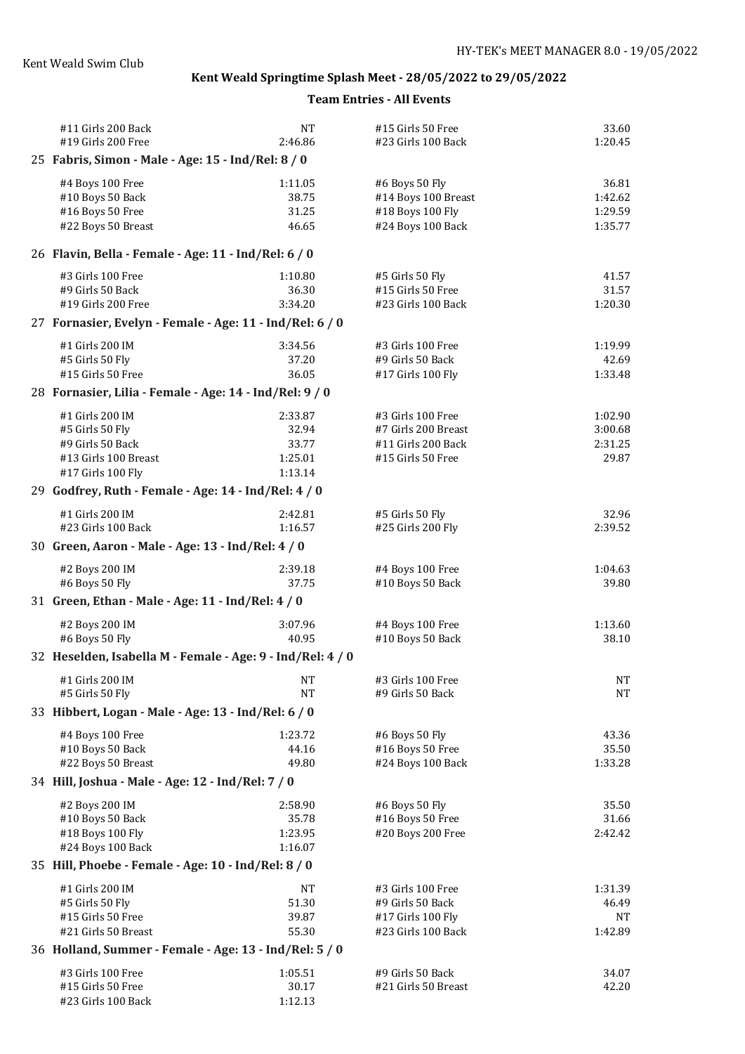| | | | |
|---|---|---|---|
| #11 Girls 200 Back | NT | #15 Girls 50 Free | 33.60 |
| #19 Girls 200 Free | 2:46.86 | #23 Girls 100 Back | 1:20.45 |

**25 Fabris, Simon - Male - Age: 15 - Ind/Rel: 8 / 0**

| | | | |
|---|---|---|---|
| #4 Boys 100 Free | 1:11.05 | #6 Boys 50 Fly | 36.81 |
| #10 Boys 50 Back | 38.75 | #14 Boys 100 Breast | 1:42.62 |
| #16 Boys 50 Free | 31.25 | #18 Boys 100 Fly | 1:29.59 |
| #22 Boys 50 Breast | 46.65 | #24 Boys 100 Back | 1:35.77 |

**26 Flavin, Bella - Female - Age: 11 - Ind/Rel: 6 / 0**

| | | | |
|---|---|---|---|
| #3 Girls 100 Free | 1:10.80 | #5 Girls 50 Fly | 41.57 |
| #9 Girls 50 Back | 36.30 | #15 Girls 50 Free | 31.57 |
| #19 Girls 200 Free | 3:34.20 | #23 Girls 100 Back | 1:20.30 |

**27 Fornasier, Evelyn - Female - Age: 11 - Ind/Rel: 6 / 0**

| | | | |
|---|---|---|---|
| #1 Girls 200 IM | 3:34.56 | #3 Girls 100 Free | 1:19.99 |
| #5 Girls 50 Fly | 37.20 | #9 Girls 50 Back | 42.69 |
| #15 Girls 50 Free | 36.05 | #17 Girls 100 Fly | 1:33.48 |

**28 Fornasier, Lilia - Female - Age: 14 - Ind/Rel: 9 / 0**

| | | | |
|---|---|---|---|
| #1 Girls 200 IM | 2:33.87 | #3 Girls 100 Free | 1:02.90 |
| #5 Girls 50 Fly | 32.94 | #7 Girls 200 Breast | 3:00.68 |
| #9 Girls 50 Back | 33.77 | #11 Girls 200 Back | 2:31.25 |
| #13 Girls 100 Breast | 1:25.01 | #15 Girls 50 Free | 29.87 |
| #17 Girls 100 Fly | 1:13.14 | | |

**29 Godfrey, Ruth - Female - Age: 14 - Ind/Rel: 4 / 0**

| | | | |
|---|---|---|---|
| #1 Girls 200 IM | 2:42.81 | #5 Girls 50 Fly | 32.96 |
| #23 Girls 100 Back | 1:16.57 | #25 Girls 200 Fly | 2:39.52 |

**30 Green, Aaron - Male - Age: 13 - Ind/Rel: 4 / 0**

| | | | |
|---|---|---|---|
| #2 Boys 200 IM | 2:39.18 | #4 Boys 100 Free | 1:04.63 |
| #6 Boys 50 Fly | 37.75 | #10 Boys 50 Back | 39.80 |

**31 Green, Ethan - Male - Age: 11 - Ind/Rel: 4 / 0**

| | | | |
|---|---|---|---|
| #2 Boys 200 IM | 3:07.96 | #4 Boys 100 Free | 1:13.60 |
| #6 Boys 50 Fly | 40.95 | #10 Boys 50 Back | 38.10 |

**32 Heselden, Isabella M - Female - Age: 9 - Ind/Rel: 4 / 0**

| | | | |
|---|---|---|---|
| #1 Girls 200 IM | NT | #3 Girls 100 Free | NT |
| #5 Girls 50 Fly | NT | #9 Girls 50 Back | NT |

**33 Hibbert, Logan - Male - Age: 13 - Ind/Rel: 6 / 0**

| | | | |
|---|---|---|---|
| #4 Boys 100 Free | 1:23.72 | #6 Boys 50 Fly | 43.36 |
| #10 Boys 50 Back | 44.16 | #16 Boys 50 Free | 35.50 |
| #22 Boys 50 Breast | 49.80 | #24 Boys 100 Back | 1:33.28 |

**34 Hill, Joshua - Male - Age: 12 - Ind/Rel: 7 / 0**

| | | | |
|---|---|---|---|
| #2 Boys 200 IM | 2:58.90 | #6 Boys 50 Fly | 35.50 |
| #10 Boys 50 Back | 35.78 | #16 Boys 50 Free | 31.66 |
| #18 Boys 100 Fly | 1:23.95 | #20 Boys 200 Free | 2:42.42 |
| #24 Boys 100 Back | 1:16.07 | | |

**35 Hill, Phoebe - Female - Age: 10 - Ind/Rel: 8 / 0**

| | | | |
|---|---|---|---|
| #1 Girls 200 IM | NT | #3 Girls 100 Free | 1:31.39 |
| #5 Girls 50 Fly | 51.30 | #9 Girls 50 Back | 46.49 |
| #15 Girls 50 Free | 39.87 | #17 Girls 100 Fly | NT |
| #21 Girls 50 Breast | 55.30 | #23 Girls 100 Back | 1:42.89 |

**36 Holland, Summer - Female - Age: 13 - Ind/Rel: 5 / 0**

| | | | |
|---|---|---|---|
| #3 Girls 100 Free | 1:05.51 | #9 Girls 50 Back | 34.07 |
| #15 Girls 50 Free | 30.17 | #21 Girls 50 Breast | 42.20 |
| #23 Girls 100 Back | 1:12.13 | | |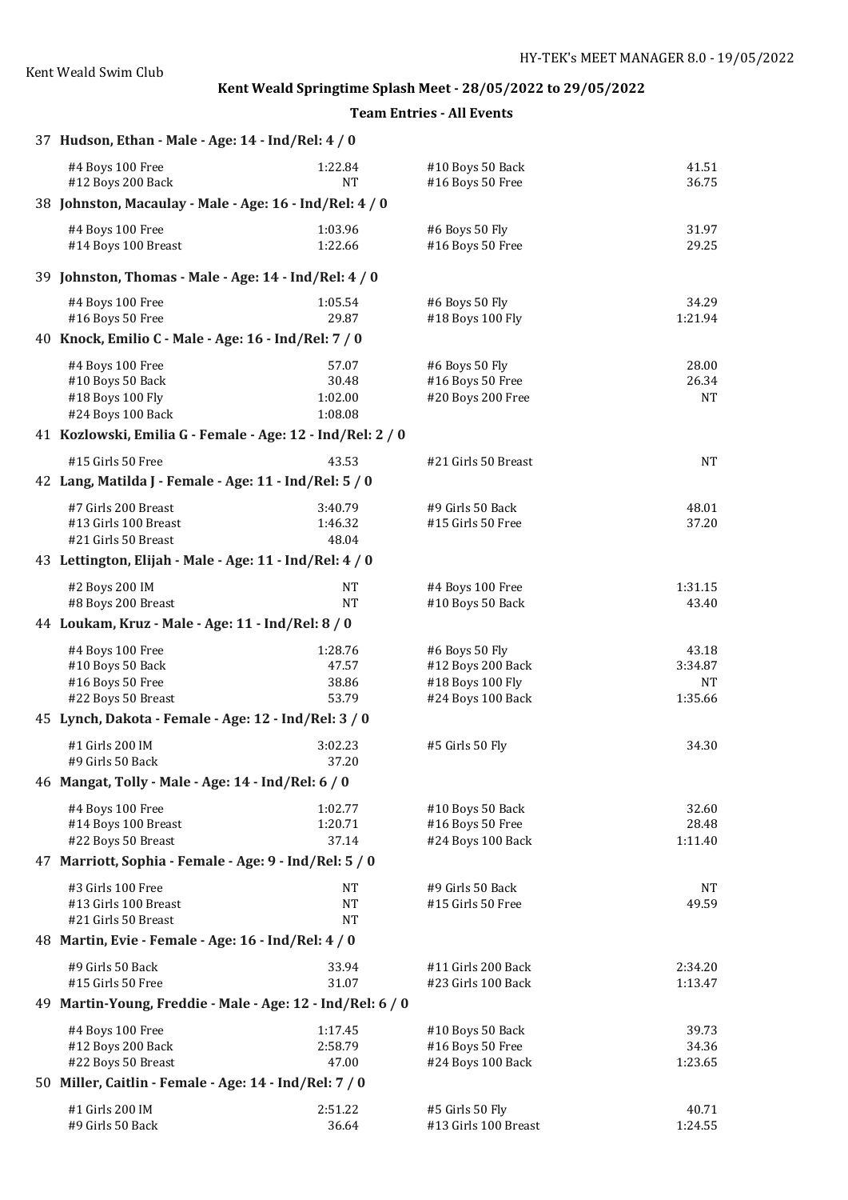## Kent Weald Springtime Splash Meet - 28/05/2022 to 29/05/2022

### Team Entries - All Events

**37 Hudson, Ethan - Male - Age: 14 - Ind/Rel: 4 / 0**

| Event | Time | Event | Time |
|---|---|---|---|
| #4 Boys 100 Free | 1:22.84 | #10 Boys 50 Back | 41.51 |
| #12 Boys 200 Back | NT | #16 Boys 50 Free | 36.75 |

**38 Johnston, Macaulay - Male - Age: 16 - Ind/Rel: 4 / 0**

| Event | Time | Event | Time |
|---|---|---|---|
| #4 Boys 100 Free | 1:03.96 | #6 Boys 50 Fly | 31.97 |
| #14 Boys 100 Breast | 1:22.66 | #16 Boys 50 Free | 29.25 |

**39 Johnston, Thomas - Male - Age: 14 - Ind/Rel: 4 / 0**

| Event | Time | Event | Time |
|---|---|---|---|
| #4 Boys 100 Free | 1:05.54 | #6 Boys 50 Fly | 34.29 |
| #16 Boys 50 Free | 29.87 | #18 Boys 100 Fly | 1:21.94 |

**40 Knock, Emilio C - Male - Age: 16 - Ind/Rel: 7 / 0**

| Event | Time | Event | Time |
|---|---|---|---|
| #4 Boys 100 Free | 57.07 | #6 Boys 50 Fly | 28.00 |
| #10 Boys 50 Back | 30.48 | #16 Boys 50 Free | 26.34 |
| #18 Boys 100 Fly | 1:02.00 | #20 Boys 200 Free | NT |
| #24 Boys 100 Back | 1:08.08 | | |

**41 Kozlowski, Emilia G - Female - Age: 12 - Ind/Rel: 2 / 0**

| Event | Time | Event | Time |
|---|---|---|---|
| #15 Girls 50 Free | 43.53 | #21 Girls 50 Breast | NT |

**42 Lang, Matilda J - Female - Age: 11 - Ind/Rel: 5 / 0**

| Event | Time | Event | Time |
|---|---|---|---|
| #7 Girls 200 Breast | 3:40.79 | #9 Girls 50 Back | 48.01 |
| #13 Girls 100 Breast | 1:46.32 | #15 Girls 50 Free | 37.20 |
| #21 Girls 50 Breast | 48.04 | | |

**43 Lettington, Elijah - Male - Age: 11 - Ind/Rel: 4 / 0**

| Event | Time | Event | Time |
|---|---|---|---|
| #2 Boys 200 IM | NT | #4 Boys 100 Free | 1:31.15 |
| #8 Boys 200 Breast | NT | #10 Boys 50 Back | 43.40 |

**44 Loukam, Kruz - Male - Age: 11 - Ind/Rel: 8 / 0**

| Event | Time | Event | Time |
|---|---|---|---|
| #4 Boys 100 Free | 1:28.76 | #6 Boys 50 Fly | 43.18 |
| #10 Boys 50 Back | 47.57 | #12 Boys 200 Back | 3:34.87 |
| #16 Boys 50 Free | 38.86 | #18 Boys 100 Fly | NT |
| #22 Boys 50 Breast | 53.79 | #24 Boys 100 Back | 1:35.66 |

**45 Lynch, Dakota - Female - Age: 12 - Ind/Rel: 3 / 0**

| Event | Time | Event | Time |
|---|---|---|---|
| #1 Girls 200 IM | 3:02.23 | #5 Girls 50 Fly | 34.30 |
| #9 Girls 50 Back | 37.20 | | |

**46 Mangat, Tolly - Male - Age: 14 - Ind/Rel: 6 / 0**

| Event | Time | Event | Time |
|---|---|---|---|
| #4 Boys 100 Free | 1:02.77 | #10 Boys 50 Back | 32.60 |
| #14 Boys 100 Breast | 1:20.71 | #16 Boys 50 Free | 28.48 |
| #22 Boys 50 Breast | 37.14 | #24 Boys 100 Back | 1:11.40 |

**47 Marriott, Sophia - Female - Age: 9 - Ind/Rel: 5 / 0**

| Event | Time | Event | Time |
|---|---|---|---|
| #3 Girls 100 Free | NT | #9 Girls 50 Back | NT |
| #13 Girls 100 Breast | NT | #15 Girls 50 Free | 49.59 |
| #21 Girls 50 Breast | NT | | |

**48 Martin, Evie - Female - Age: 16 - Ind/Rel: 4 / 0**

| Event | Time | Event | Time |
|---|---|---|---|
| #9 Girls 50 Back | 33.94 | #11 Girls 200 Back | 2:34.20 |
| #15 Girls 50 Free | 31.07 | #23 Girls 100 Back | 1:13.47 |

**49 Martin-Young, Freddie - Male - Age: 12 - Ind/Rel: 6 / 0**

| Event | Time | Event | Time |
|---|---|---|---|
| #4 Boys 100 Free | 1:17.45 | #10 Boys 50 Back | 39.73 |
| #12 Boys 200 Back | 2:58.79 | #16 Boys 50 Free | 34.36 |
| #22 Boys 50 Breast | 47.00 | #24 Boys 100 Back | 1:23.65 |

**50 Miller, Caitlin - Female - Age: 14 - Ind/Rel: 7 / 0**

| Event | Time | Event | Time |
|---|---|---|---|
| #1 Girls 200 IM | 2:51.22 | #5 Girls 50 Fly | 40.71 |
| #9 Girls 50 Back | 36.64 | #13 Girls 100 Breast | 1:24.55 |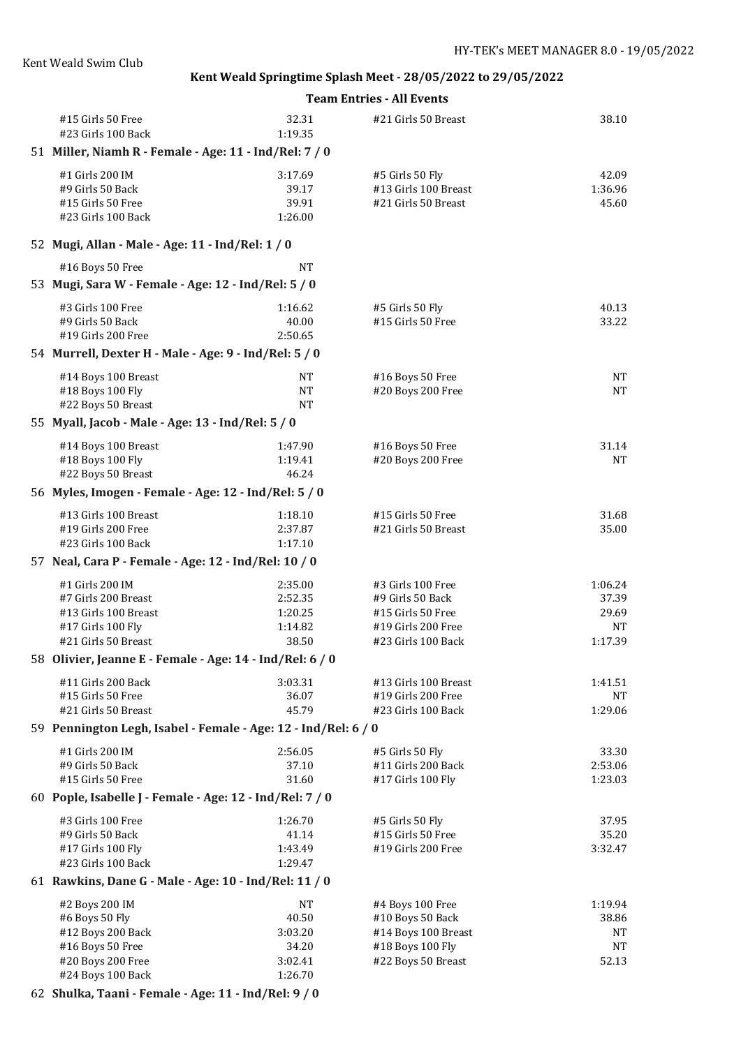Kent Weald Swim Club

## Kent Weald Springtime Splash Meet - 28/05/2022 to 29/05/2022

### Team Entries - All Events

| | | | |
|---|---|---|---|
| #15 Girls 50 Free | 32.31 | #21 Girls 50 Breast | 38.10 |
| #23 Girls 100 Back | 1:19.35 | | |

**51 Miller, Niamh R - Female - Age: 11 - Ind/Rel: 7 / 0**

| | | | |
|---|---|---|---|
| #1 Girls 200 IM | 3:17.69 | #5 Girls 50 Fly | 42.09 |
| #9 Girls 50 Back | 39.17 | #13 Girls 100 Breast | 1:36.96 |
| #15 Girls 50 Free | 39.91 | #21 Girls 50 Breast | 45.60 |
| #23 Girls 100 Back | 1:26.00 | | |

**52 Mugi, Allan - Male - Age: 11 - Ind/Rel: 1 / 0**

| | | | |
|---|---|---|---|
| #16 Boys 50 Free | NT | | |

**53 Mugi, Sara W - Female - Age: 12 - Ind/Rel: 5 / 0**

| | | | |
|---|---|---|---|
| #3 Girls 100 Free | 1:16.62 | #5 Girls 50 Fly | 40.13 |
| #9 Girls 50 Back | 40.00 | #15 Girls 50 Free | 33.22 |
| #19 Girls 200 Free | 2:50.65 | | |

**54 Murrell, Dexter H - Male - Age: 9 - Ind/Rel: 5 / 0**

| | | | |
|---|---|---|---|
| #14 Boys 100 Breast | NT | #16 Boys 50 Free | NT |
| #18 Boys 100 Fly | NT | #20 Boys 200 Free | NT |
| #22 Boys 50 Breast | NT | | |

**55 Myall, Jacob - Male - Age: 13 - Ind/Rel: 5 / 0**

| | | | |
|---|---|---|---|
| #14 Boys 100 Breast | 1:47.90 | #16 Boys 50 Free | 31.14 |
| #18 Boys 100 Fly | 1:19.41 | #20 Boys 200 Free | NT |
| #22 Boys 50 Breast | 46.24 | | |

**56 Myles, Imogen - Female - Age: 12 - Ind/Rel: 5 / 0**

| | | | |
|---|---|---|---|
| #13 Girls 100 Breast | 1:18.10 | #15 Girls 50 Free | 31.68 |
| #19 Girls 200 Free | 2:37.87 | #21 Girls 50 Breast | 35.00 |
| #23 Girls 100 Back | 1:17.10 | | |

**57 Neal, Cara P - Female - Age: 12 - Ind/Rel: 10 / 0**

| | | | |
|---|---|---|---|
| #1 Girls 200 IM | 2:35.00 | #3 Girls 100 Free | 1:06.24 |
| #7 Girls 200 Breast | 2:52.35 | #9 Girls 50 Back | 37.39 |
| #13 Girls 100 Breast | 1:20.25 | #15 Girls 50 Free | 29.69 |
| #17 Girls 100 Fly | 1:14.82 | #19 Girls 200 Free | NT |
| #21 Girls 50 Breast | 38.50 | #23 Girls 100 Back | 1:17.39 |

**58 Olivier, Jeanne E - Female - Age: 14 - Ind/Rel: 6 / 0**

| | | | |
|---|---|---|---|
| #11 Girls 200 Back | 3:03.31 | #13 Girls 100 Breast | 1:41.51 |
| #15 Girls 50 Free | 36.07 | #19 Girls 200 Free | NT |
| #21 Girls 50 Breast | 45.79 | #23 Girls 100 Back | 1:29.06 |

**59 Pennington Legh, Isabel - Female - Age: 12 - Ind/Rel: 6 / 0**

| | | | |
|---|---|---|---|
| #1 Girls 200 IM | 2:56.05 | #5 Girls 50 Fly | 33.30 |
| #9 Girls 50 Back | 37.10 | #11 Girls 200 Back | 2:53.06 |
| #15 Girls 50 Free | 31.60 | #17 Girls 100 Fly | 1:23.03 |

**60 Pople, Isabelle J - Female - Age: 12 - Ind/Rel: 7 / 0**

| | | | |
|---|---|---|---|
| #3 Girls 100 Free | 1:26.70 | #5 Girls 50 Fly | 37.95 |
| #9 Girls 50 Back | 41.14 | #15 Girls 50 Free | 35.20 |
| #17 Girls 100 Fly | 1:43.49 | #19 Girls 200 Free | 3:32.47 |
| #23 Girls 100 Back | 1:29.47 | | |

**61 Rawkins, Dane G - Male - Age: 10 - Ind/Rel: 11 / 0**

| | | | |
|---|---|---|---|
| #2 Boys 200 IM | NT | #4 Boys 100 Free | 1:19.94 |
| #6 Boys 50 Fly | 40.50 | #10 Boys 50 Back | 38.86 |
| #12 Boys 200 Back | 3:03.20 | #14 Boys 100 Breast | NT |
| #16 Boys 50 Free | 34.20 | #18 Boys 100 Fly | NT |
| #20 Boys 200 Free | 3:02.41 | #22 Boys 50 Breast | 52.13 |
| #24 Boys 100 Back | 1:26.70 | | |

**62 Shulka, Taani - Female - Age: 11 - Ind/Rel: 9 / 0**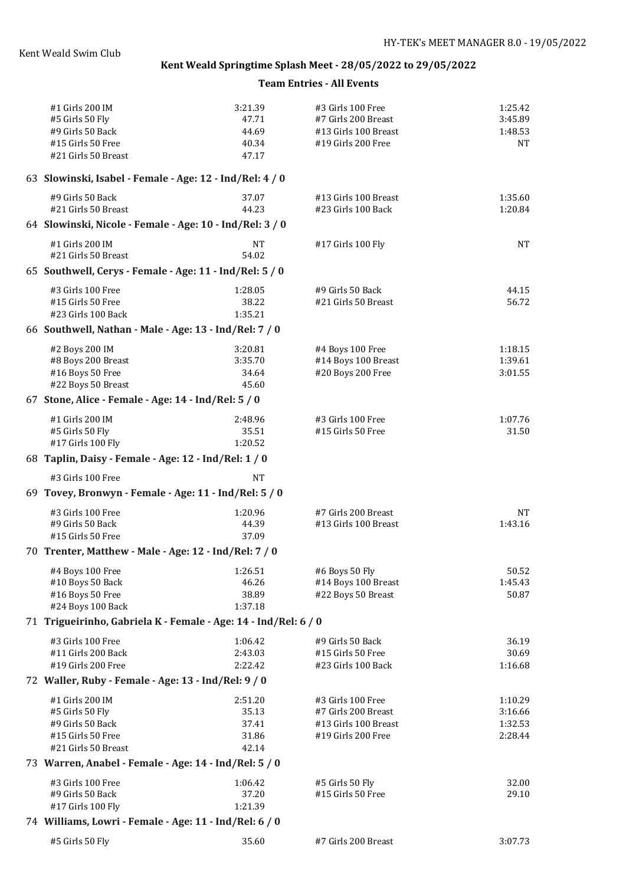| | | | |
|---|---|---|---|
| #1 Girls 200 IM | 3:21.39 | #3 Girls 100 Free | 1:25.42 |
| #5 Girls 50 Fly | 47.71 | #7 Girls 200 Breast | 3:45.89 |
| #9 Girls 50 Back | 44.69 | #13 Girls 100 Breast | 1:48.53 |
| #15 Girls 50 Free | 40.34 | #19 Girls 200 Free | NT |
| #21 Girls 50 Breast | 47.17 | | |

**63 Slowinski, Isabel - Female - Age: 12 - Ind/Rel: 4 / 0**

| | | | |
|---|---|---|---|
| #9 Girls 50 Back | 37.07 | #13 Girls 100 Breast | 1:35.60 |
| #21 Girls 50 Breast | 44.23 | #23 Girls 100 Back | 1:20.84 |

**64 Slowinski, Nicole - Female - Age: 10 - Ind/Rel: 3 / 0**

| | | | |
|---|---|---|---|
| #1 Girls 200 IM | NT | #17 Girls 100 Fly | NT |
| #21 Girls 50 Breast | 54.02 | | |

**65 Southwell, Cerys - Female - Age: 11 - Ind/Rel: 5 / 0**

| | | | |
|---|---|---|---|
| #3 Girls 100 Free | 1:28.05 | #9 Girls 50 Back | 44.15 |
| #15 Girls 50 Free | 38.22 | #21 Girls 50 Breast | 56.72 |
| #23 Girls 100 Back | 1:35.21 | | |

**66 Southwell, Nathan - Male - Age: 13 - Ind/Rel: 7 / 0**

| | | | |
|---|---|---|---|
| #2 Boys 200 IM | 3:20.81 | #4 Boys 100 Free | 1:18.15 |
| #8 Boys 200 Breast | 3:35.70 | #14 Boys 100 Breast | 1:39.61 |
| #16 Boys 50 Free | 34.64 | #20 Boys 200 Free | 3:01.55 |
| #22 Boys 50 Breast | 45.60 | | |

**67 Stone, Alice - Female - Age: 14 - Ind/Rel: 5 / 0**

| | | | |
|---|---|---|---|
| #1 Girls 200 IM | 2:48.96 | #3 Girls 100 Free | 1:07.76 |
| #5 Girls 50 Fly | 35.51 | #15 Girls 50 Free | 31.50 |
| #17 Girls 100 Fly | 1:20.52 | | |

**68 Taplin, Daisy - Female - Age: 12 - Ind/Rel: 1 / 0**

| | | | |
|---|---|---|---|
| #3 Girls 100 Free | NT | | |

**69 Tovey, Bronwyn - Female - Age: 11 - Ind/Rel: 5 / 0**

| | | | |
|---|---|---|---|
| #3 Girls 100 Free | 1:20.96 | #7 Girls 200 Breast | NT |
| #9 Girls 50 Back | 44.39 | #13 Girls 100 Breast | 1:43.16 |
| #15 Girls 50 Free | 37.09 | | |

**70 Trenter, Matthew - Male - Age: 12 - Ind/Rel: 7 / 0**

| | | | |
|---|---|---|---|
| #4 Boys 100 Free | 1:26.51 | #6 Boys 50 Fly | 50.52 |
| #10 Boys 50 Back | 46.26 | #14 Boys 100 Breast | 1:45.43 |
| #16 Boys 50 Free | 38.89 | #22 Boys 50 Breast | 50.87 |
| #24 Boys 100 Back | 1:37.18 | | |

**71 Trigueirinho, Gabriela K - Female - Age: 14 - Ind/Rel: 6 / 0**

| | | | |
|---|---|---|---|
| #3 Girls 100 Free | 1:06.42 | #9 Girls 50 Back | 36.19 |
| #11 Girls 200 Back | 2:43.03 | #15 Girls 50 Free | 30.69 |
| #19 Girls 200 Free | 2:22.42 | #23 Girls 100 Back | 1:16.68 |

**72 Waller, Ruby - Female - Age: 13 - Ind/Rel: 9 / 0**

| | | | |
|---|---|---|---|
| #1 Girls 200 IM | 2:51.20 | #3 Girls 100 Free | 1:10.29 |
| #5 Girls 50 Fly | 35.13 | #7 Girls 200 Breast | 3:16.66 |
| #9 Girls 50 Back | 37.41 | #13 Girls 100 Breast | 1:32.53 |
| #15 Girls 50 Free | 31.86 | #19 Girls 200 Free | 2:28.44 |
| #21 Girls 50 Breast | 42.14 | | |

**73 Warren, Anabel - Female - Age: 14 - Ind/Rel: 5 / 0**

| | | | |
|---|---|---|---|
| #3 Girls 100 Free | 1:06.42 | #5 Girls 50 Fly | 32.00 |
| #9 Girls 50 Back | 37.20 | #15 Girls 50 Free | 29.10 |
| #17 Girls 100 Fly | 1:21.39 | | |

**74 Williams, Lowri - Female - Age: 11 - Ind/Rel: 6 / 0**

| | | | |
|---|---|---|---|
| #5 Girls 50 Fly | 35.60 | #7 Girls 200 Breast | 3:07.73 |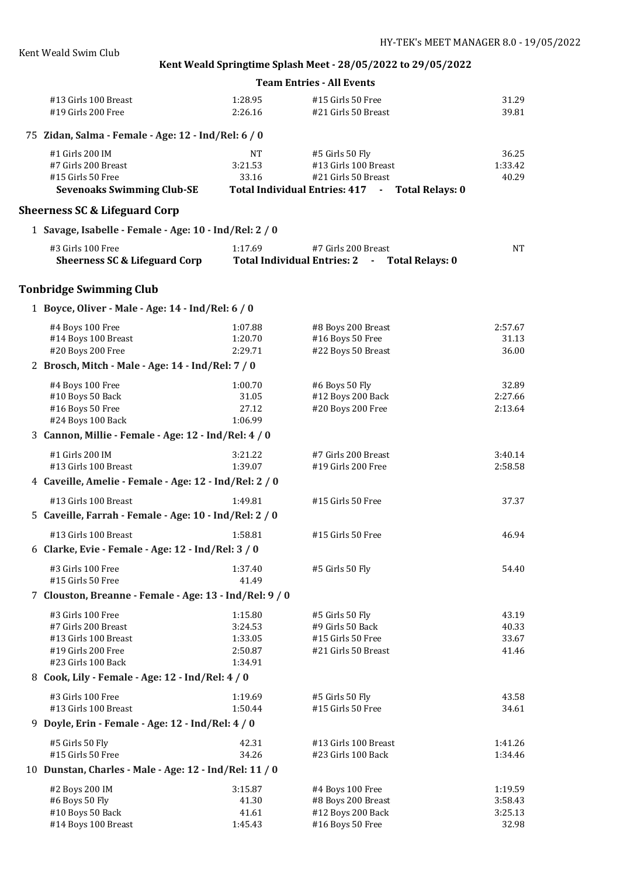**Team Entries - All Events**

| | | | |
|---|---|---|---|
| #13 Girls 100 Breast | 1:28.95 | #15 Girls 50 Free | 31.29 |
| #19 Girls 200 Free | 2:26.16 | #21 Girls 50 Breast | 39.81 |

75 **Zidan, Salma - Female - Age: 12 - Ind/Rel: 6 / 0**

| | | | |
|---|---|---|---|
| #1 Girls 200 IM | NT | #5 Girls 50 Fly | 36.25 |
| #7 Girls 200 Breast | 3:21.53 | #13 Girls 100 Breast | 1:33.42 |
| #15 Girls 50 Free | 33.16 | #21 Girls 50 Breast | 40.29 |

**Sevenoaks Swimming Club-SE** **Total Individual Entries: 417 - Total Relays: 0**

## Sheerness SC & Lifeguard Corp

1 **Savage, Isabelle - Female - Age: 10 - Ind/Rel: 2 / 0**

| | | | |
|---|---|---|---|
| #3 Girls 100 Free | 1:17.69 | #7 Girls 200 Breast | NT |

**Sheerness SC & Lifeguard Corp** **Total Individual Entries: 2 - Total Relays: 0**

## Tonbridge Swimming Club

1 **Boyce, Oliver - Male - Age: 14 - Ind/Rel: 6 / 0**

| | | | |
|---|---|---|---|
| #4 Boys 100 Free | 1:07.88 | #8 Boys 200 Breast | 2:57.67 |
| #14 Boys 100 Breast | 1:20.70 | #16 Boys 50 Free | 31.13 |
| #20 Boys 200 Free | 2:29.71 | #22 Boys 50 Breast | 36.00 |

2 **Brosch, Mitch - Male - Age: 14 - Ind/Rel: 7 / 0**

| | | | |
|---|---|---|---|
| #4 Boys 100 Free | 1:00.70 | #6 Boys 50 Fly | 32.89 |
| #10 Boys 50 Back | 31.05 | #12 Boys 200 Back | 2:27.66 |
| #16 Boys 50 Free | 27.12 | #20 Boys 200 Free | 2:13.64 |
| #24 Boys 100 Back | 1:06.99 | | |

3 **Cannon, Millie - Female - Age: 12 - Ind/Rel: 4 / 0**

| | | | |
|---|---|---|---|
| #1 Girls 200 IM | 3:21.22 | #7 Girls 200 Breast | 3:40.14 |
| #13 Girls 100 Breast | 1:39.07 | #19 Girls 200 Free | 2:58.58 |

4 **Caveille, Amelie - Female - Age: 12 - Ind/Rel: 2 / 0**

| | | | |
|---|---|---|---|
| #13 Girls 100 Breast | 1:49.81 | #15 Girls 50 Free | 37.37 |

5 **Caveille, Farrah - Female - Age: 10 - Ind/Rel: 2 / 0**

| | | | |
|---|---|---|---|
| #13 Girls 100 Breast | 1:58.81 | #15 Girls 50 Free | 46.94 |

6 **Clarke, Evie - Female - Age: 12 - Ind/Rel: 3 / 0**

| | | | |
|---|---|---|---|
| #3 Girls 100 Free | 1:37.40 | #5 Girls 50 Fly | 54.40 |
| #15 Girls 50 Free | 41.49 | | |

7 **Clouston, Breanne - Female - Age: 13 - Ind/Rel: 9 / 0**

| | | | |
|---|---|---|---|
| #3 Girls 100 Free | 1:15.80 | #5 Girls 50 Fly | 43.19 |
| #7 Girls 200 Breast | 3:24.53 | #9 Girls 50 Back | 40.33 |
| #13 Girls 100 Breast | 1:33.05 | #15 Girls 50 Free | 33.67 |
| #19 Girls 200 Free | 2:50.87 | #21 Girls 50 Breast | 41.46 |
| #23 Girls 100 Back | 1:34.91 | | |

8 **Cook, Lily - Female - Age: 12 - Ind/Rel: 4 / 0**

| | | | |
|---|---|---|---|
| #3 Girls 100 Free | 1:19.69 | #5 Girls 50 Fly | 43.58 |
| #13 Girls 100 Breast | 1:50.44 | #15 Girls 50 Free | 34.61 |

9 **Doyle, Erin - Female - Age: 12 - Ind/Rel: 4 / 0**

| | | | |
|---|---|---|---|
| #5 Girls 50 Fly | 42.31 | #13 Girls 100 Breast | 1:41.26 |
| #15 Girls 50 Free | 34.26 | #23 Girls 100 Back | 1:34.46 |

10 **Dunstan, Charles - Male - Age: 12 - Ind/Rel: 11 / 0**

| | | | |
|---|---|---|---|
| #2 Boys 200 IM | 3:15.87 | #4 Boys 100 Free | 1:19.59 |
| #6 Boys 50 Fly | 41.30 | #8 Boys 200 Breast | 3:58.43 |
| #10 Boys 50 Back | 41.61 | #12 Boys 200 Back | 3:25.13 |
| #14 Boys 100 Breast | 1:45.43 | #16 Boys 50 Free | 32.98 |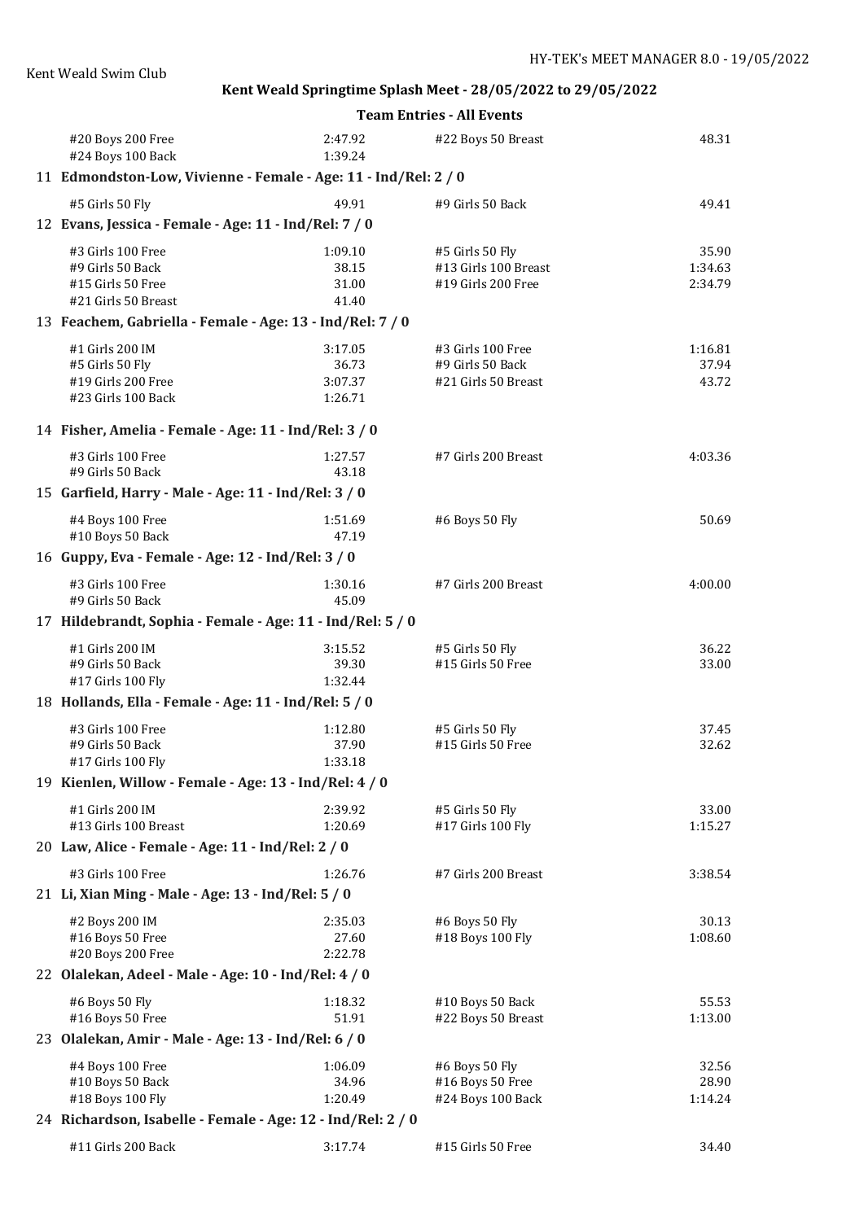Kent Weald Swim Club

## Kent Weald Springtime Splash Meet - 28/05/2022 to 29/05/2022

### Team Entries - All Events

| | | | |
|---|---|---|---|
| #20 Boys 200 Free | 2:47.92 | #22 Boys 50 Breast | 48.31 |
| #24 Boys 100 Back | 1:39.24 | | |

**11 Edmondston-Low, Vivienne - Female - Age: 11 - Ind/Rel: 2 / 0**

| | | | |
|---|---|---|---|
| #5 Girls 50 Fly | 49.91 | #9 Girls 50 Back | 49.41 |

**12 Evans, Jessica - Female - Age: 11 - Ind/Rel: 7 / 0**

| | | | |
|---|---|---|---|
| #3 Girls 100 Free | 1:09.10 | #5 Girls 50 Fly | 35.90 |
| #9 Girls 50 Back | 38.15 | #13 Girls 100 Breast | 1:34.63 |
| #15 Girls 50 Free | 31.00 | #19 Girls 200 Free | 2:34.79 |
| #21 Girls 50 Breast | 41.40 | | |

**13 Feachem, Gabriella - Female - Age: 13 - Ind/Rel: 7 / 0**

| | | | |
|---|---|---|---|
| #1 Girls 200 IM | 3:17.05 | #3 Girls 100 Free | 1:16.81 |
| #5 Girls 50 Fly | 36.73 | #9 Girls 50 Back | 37.94 |
| #19 Girls 200 Free | 3:07.37 | #21 Girls 50 Breast | 43.72 |
| #23 Girls 100 Back | 1:26.71 | | |

**14 Fisher, Amelia - Female - Age: 11 - Ind/Rel: 3 / 0**

| | | | |
|---|---|---|---|
| #3 Girls 100 Free | 1:27.57 | #7 Girls 200 Breast | 4:03.36 |
| #9 Girls 50 Back | 43.18 | | |

**15 Garfield, Harry - Male - Age: 11 - Ind/Rel: 3 / 0**

| | | | |
|---|---|---|---|
| #4 Boys 100 Free | 1:51.69 | #6 Boys 50 Fly | 50.69 |
| #10 Boys 50 Back | 47.19 | | |

**16 Guppy, Eva - Female - Age: 12 - Ind/Rel: 3 / 0**

| | | | |
|---|---|---|---|
| #3 Girls 100 Free | 1:30.16 | #7 Girls 200 Breast | 4:00.00 |
| #9 Girls 50 Back | 45.09 | | |

**17 Hildebrandt, Sophia - Female - Age: 11 - Ind/Rel: 5 / 0**

| | | | |
|---|---|---|---|
| #1 Girls 200 IM | 3:15.52 | #5 Girls 50 Fly | 36.22 |
| #9 Girls 50 Back | 39.30 | #15 Girls 50 Free | 33.00 |
| #17 Girls 100 Fly | 1:32.44 | | |

**18 Hollands, Ella - Female - Age: 11 - Ind/Rel: 5 / 0**

| | | | |
|---|---|---|---|
| #3 Girls 100 Free | 1:12.80 | #5 Girls 50 Fly | 37.45 |
| #9 Girls 50 Back | 37.90 | #15 Girls 50 Free | 32.62 |
| #17 Girls 100 Fly | 1:33.18 | | |

**19 Kienlen, Willow - Female - Age: 13 - Ind/Rel: 4 / 0**

| | | | |
|---|---|---|---|
| #1 Girls 200 IM | 2:39.92 | #5 Girls 50 Fly | 33.00 |
| #13 Girls 100 Breast | 1:20.69 | #17 Girls 100 Fly | 1:15.27 |

**20 Law, Alice - Female - Age: 11 - Ind/Rel: 2 / 0**

| | | | |
|---|---|---|---|
| #3 Girls 100 Free | 1:26.76 | #7 Girls 200 Breast | 3:38.54 |

**21 Li, Xian Ming - Male - Age: 13 - Ind/Rel: 5 / 0**

| | | | |
|---|---|---|---|
| #2 Boys 200 IM | 2:35.03 | #6 Boys 50 Fly | 30.13 |
| #16 Boys 50 Free | 27.60 | #18 Boys 100 Fly | 1:08.60 |
| #20 Boys 200 Free | 2:22.78 | | |

**22 Olalekan, Adeel - Male - Age: 10 - Ind/Rel: 4 / 0**

| | | | |
|---|---|---|---|
| #6 Boys 50 Fly | 1:18.32 | #10 Boys 50 Back | 55.53 |
| #16 Boys 50 Free | 51.91 | #22 Boys 50 Breast | 1:13.00 |

**23 Olalekan, Amir - Male - Age: 13 - Ind/Rel: 6 / 0**

| | | | |
|---|---|---|---|
| #4 Boys 100 Free | 1:06.09 | #6 Boys 50 Fly | 32.56 |
| #10 Boys 50 Back | 34.96 | #16 Boys 50 Free | 28.90 |
| #18 Boys 100 Fly | 1:20.49 | #24 Boys 100 Back | 1:14.24 |

**24 Richardson, Isabelle - Female - Age: 12 - Ind/Rel: 2 / 0**

| | | | |
|---|---|---|---|
| #11 Girls 200 Back | 3:17.74 | #15 Girls 50 Free | 34.40 |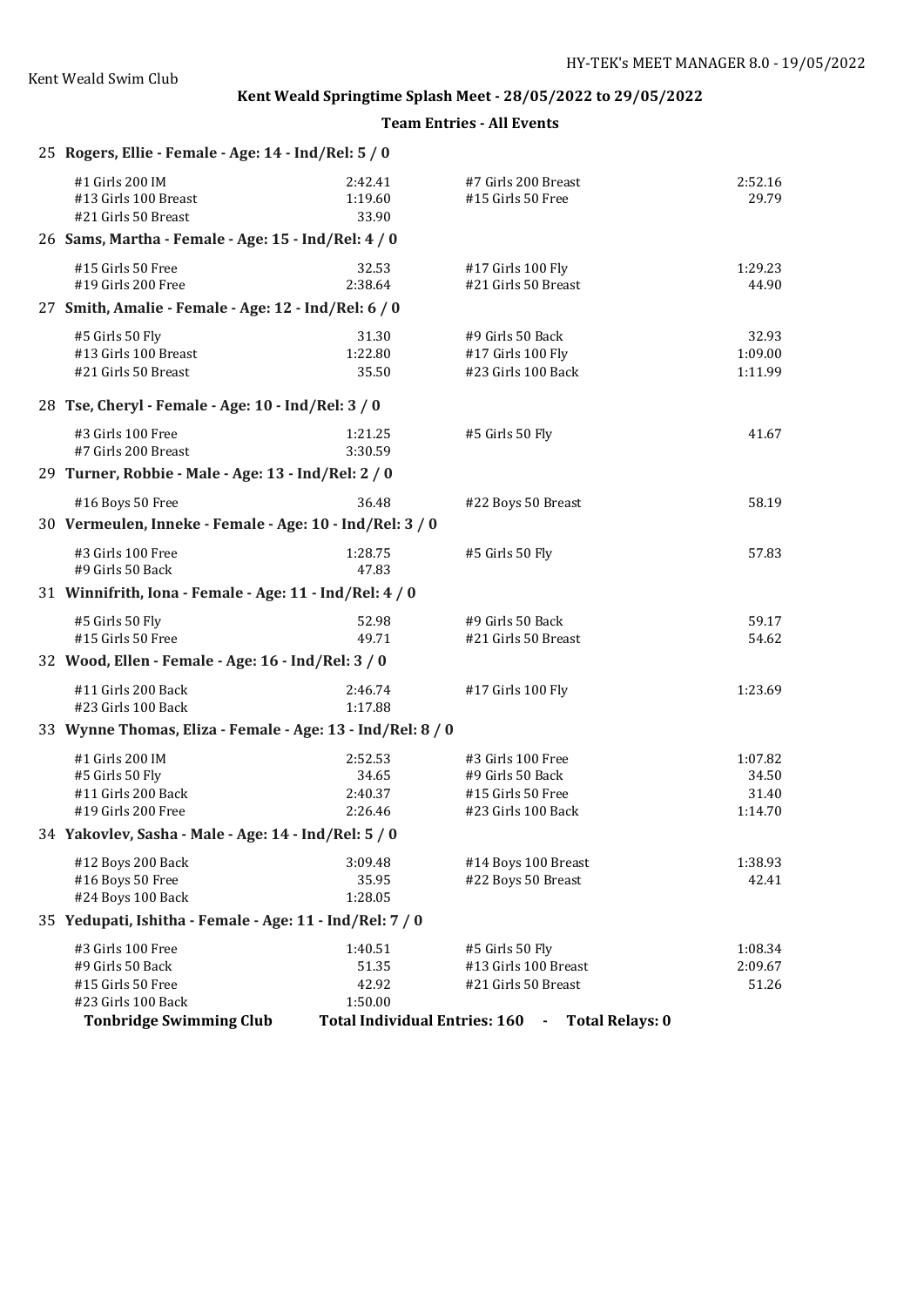## Kent Weald Springtime Splash Meet - 28/05/2022 to 29/05/2022

### Team Entries - All Events

25 **Rogers, Ellie - Female - Age: 14 - Ind/Rel: 5 / 0**

| | | | |
|---|---|---|---|
| #1 Girls 200 IM | 2:42.41 | #7 Girls 200 Breast | 2:52.16 |
| #13 Girls 100 Breast | 1:19.60 | #15 Girls 50 Free | 29.79 |
| #21 Girls 50 Breast | 33.90 | | |

26 **Sams, Martha - Female - Age: 15 - Ind/Rel: 4 / 0**

| | | | |
|---|---|---|---|
| #15 Girls 50 Free | 32.53 | #17 Girls 100 Fly | 1:29.23 |
| #19 Girls 200 Free | 2:38.64 | #21 Girls 50 Breast | 44.90 |

27 **Smith, Amalie - Female - Age: 12 - Ind/Rel: 6 / 0**

| | | | |
|---|---|---|---|
| #5 Girls 50 Fly | 31.30 | #9 Girls 50 Back | 32.93 |
| #13 Girls 100 Breast | 1:22.80 | #17 Girls 100 Fly | 1:09.00 |
| #21 Girls 50 Breast | 35.50 | #23 Girls 100 Back | 1:11.99 |

28 **Tse, Cheryl - Female - Age: 10 - Ind/Rel: 3 / 0**

| | | | |
|---|---|---|---|
| #3 Girls 100 Free | 1:21.25 | #5 Girls 50 Fly | 41.67 |
| #7 Girls 200 Breast | 3:30.59 | | |

29 **Turner, Robbie - Male - Age: 13 - Ind/Rel: 2 / 0**

| | | | |
|---|---|---|---|
| #16 Boys 50 Free | 36.48 | #22 Boys 50 Breast | 58.19 |

30 **Vermeulen, Inneke - Female - Age: 10 - Ind/Rel: 3 / 0**

| | | | |
|---|---|---|---|
| #3 Girls 100 Free | 1:28.75 | #5 Girls 50 Fly | 57.83 |
| #9 Girls 50 Back | 47.83 | | |

31 **Winnifrith, Iona - Female - Age: 11 - Ind/Rel: 4 / 0**

| | | | |
|---|---|---|---|
| #5 Girls 50 Fly | 52.98 | #9 Girls 50 Back | 59.17 |
| #15 Girls 50 Free | 49.71 | #21 Girls 50 Breast | 54.62 |

32 **Wood, Ellen - Female - Age: 16 - Ind/Rel: 3 / 0**

| | | | |
|---|---|---|---|
| #11 Girls 200 Back | 2:46.74 | #17 Girls 100 Fly | 1:23.69 |
| #23 Girls 100 Back | 1:17.88 | | |

33 **Wynne Thomas, Eliza - Female - Age: 13 - Ind/Rel: 8 / 0**

| | | | |
|---|---|---|---|
| #1 Girls 200 IM | 2:52.53 | #3 Girls 100 Free | 1:07.82 |
| #5 Girls 50 Fly | 34.65 | #9 Girls 50 Back | 34.50 |
| #11 Girls 200 Back | 2:40.37 | #15 Girls 50 Free | 31.40 |
| #19 Girls 200 Free | 2:26.46 | #23 Girls 100 Back | 1:14.70 |

34 **Yakovlev, Sasha - Male - Age: 14 - Ind/Rel: 5 / 0**

| | | | |
|---|---|---|---|
| #12 Boys 200 Back | 3:09.48 | #14 Boys 100 Breast | 1:38.93 |
| #16 Boys 50 Free | 35.95 | #22 Boys 50 Breast | 42.41 |
| #24 Boys 100 Back | 1:28.05 | | |

35 **Yedupati, Ishitha - Female - Age: 11 - Ind/Rel: 7 / 0**

| | | | |
|---|---|---|---|
| #3 Girls 100 Free | 1:40.51 | #5 Girls 50 Fly | 1:08.34 |
| #9 Girls 50 Back | 51.35 | #13 Girls 100 Breast | 2:09.67 |
| #15 Girls 50 Free | 42.92 | #21 Girls 50 Breast | 51.26 |
| #23 Girls 100 Back | 1:50.00 | | |

**Tonbridge Swimming Club** **Total Individual Entries: 160 - Total Relays: 0**